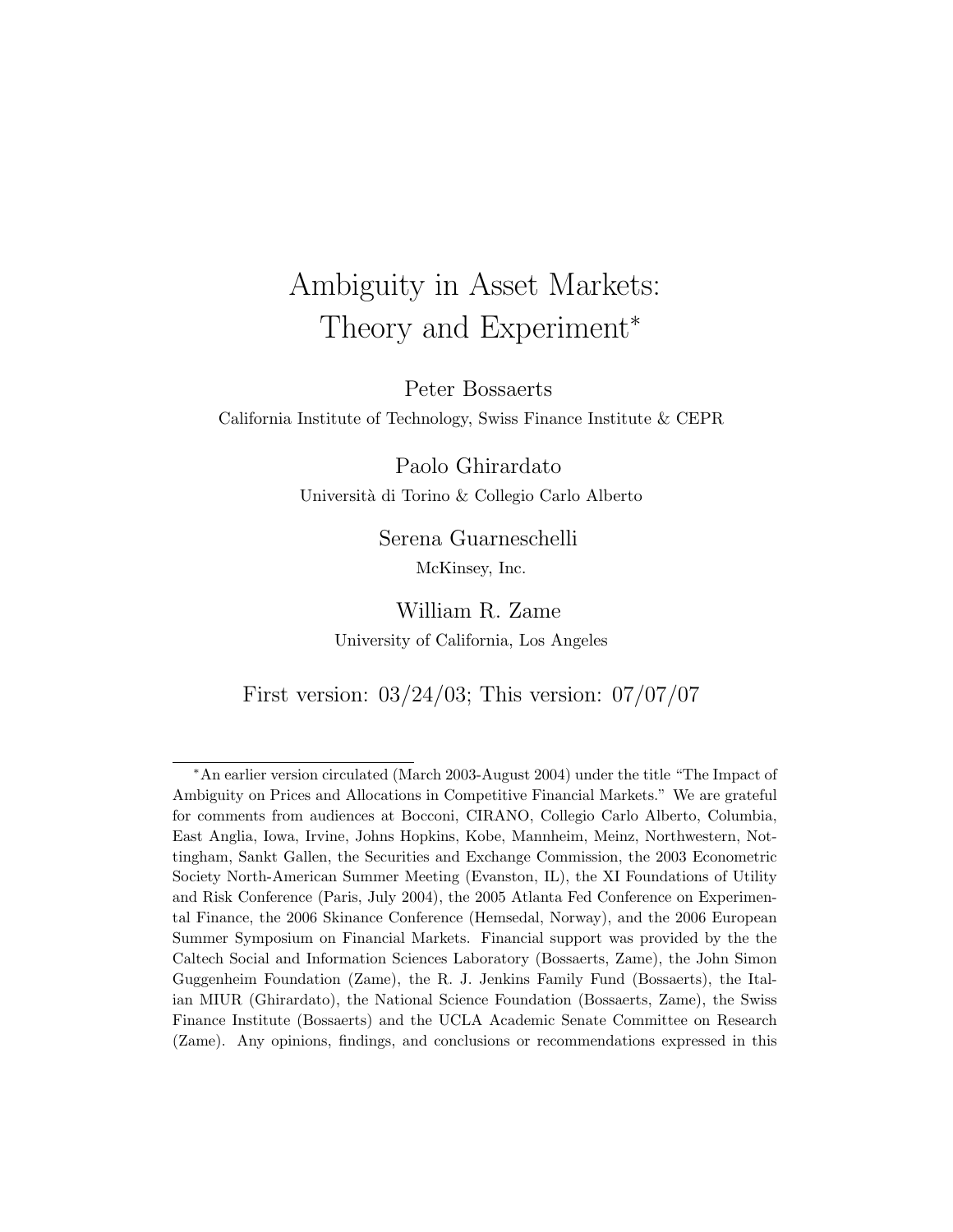# Ambiguity in Asset Markets: Theory and Experiment*

Peter Bossaerts

California Institute of Technology, Swiss Finance Institute & CEPR

Paolo Ghirardato

Università di Torino & Collegio Carlo Alberto

Serena Guarneschelli

McKinsey, Inc.

William R. Zame

University of California, Los Angeles

First version: 03/24/03; This version: 07/07/07

---

*An earlier version circulated (March 2003-August 2004) under the title "The Impact of Ambiguity on Prices and Allocations in Competitive Financial Markets." We are grateful for comments from audiences at Bocconi, CIRANO, Collegio Carlo Alberto, Columbia, East Anglia, Iowa, Irvine, Johns Hopkins, Kobe, Mannheim, Meinz, Northwestern, Nottingham, Sankt Gallen, the Securities and Exchange Commission, the 2003 Econometric Society North-American Summer Meeting (Evanston, IL), the XI Foundations of Utility and Risk Conference (Paris, July 2004), the 2005 Atlanta Fed Conference on Experimental Finance, the 2006 Skinance Conference (Hemsedal, Norway), and the 2006 European Summer Symposium on Financial Markets. Financial support was provided by the the Caltech Social and Information Sciences Laboratory (Bossaerts, Zame), the John Simon Guggenheim Foundation (Zame), the R. J. Jenkins Family Fund (Bossaerts), the Italian MIUR (Ghirardato), the National Science Foundation (Bossaerts, Zame), the Swiss Finance Institute (Bossaerts) and the UCLA Academic Senate Committee on Research (Zame). Any opinions, findings, and conclusions or recommendations expressed in this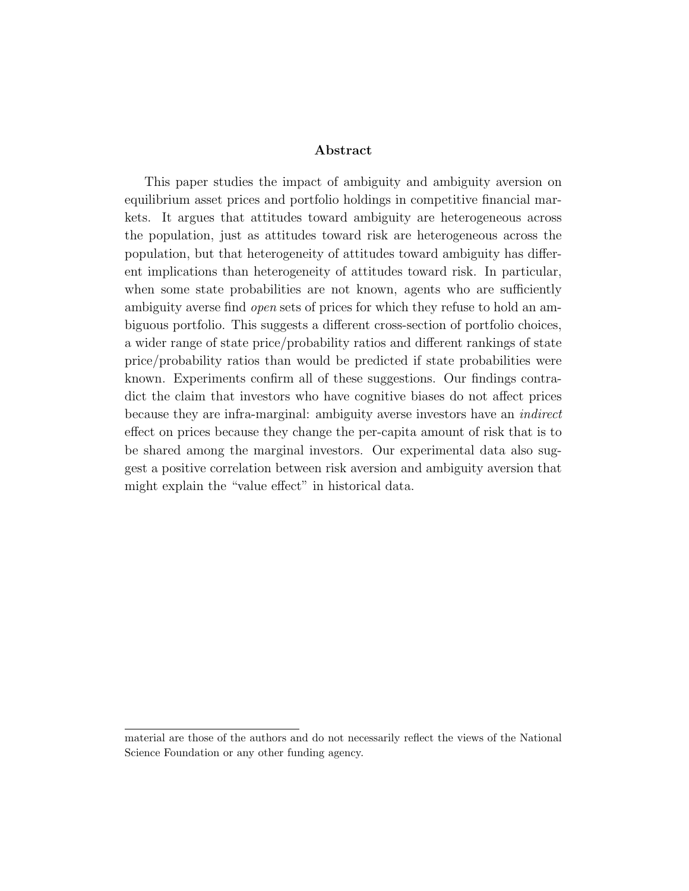## Abstract

This paper studies the impact of ambiguity and ambiguity aversion on equilibrium asset prices and portfolio holdings in competitive financial markets. It argues that attitudes toward ambiguity are heterogeneous across the population, just as attitudes toward risk are heterogeneous across the population, but that heterogeneity of attitudes toward ambiguity has different implications than heterogeneity of attitudes toward risk. In particular, when some state probabilities are not known, agents who are sufficiently ambiguity averse find *open* sets of prices for which they refuse to hold an ambiguous portfolio. This suggests a different cross-section of portfolio choices, a wider range of state price/probability ratios and different rankings of state price/probability ratios than would be predicted if state probabilities were known. Experiments confirm all of these suggestions. Our findings contradict the claim that investors who have cognitive biases do not affect prices because they are infra-marginal: ambiguity averse investors have an *indirect* effect on prices because they change the per-capita amount of risk that is to be shared among the marginal investors. Our experimental data also suggest a positive correlation between risk aversion and ambiguity aversion that might explain the "value effect" in historical data.

---

material are those of the authors and do not necessarily reflect the views of the National Science Foundation or any other funding agency.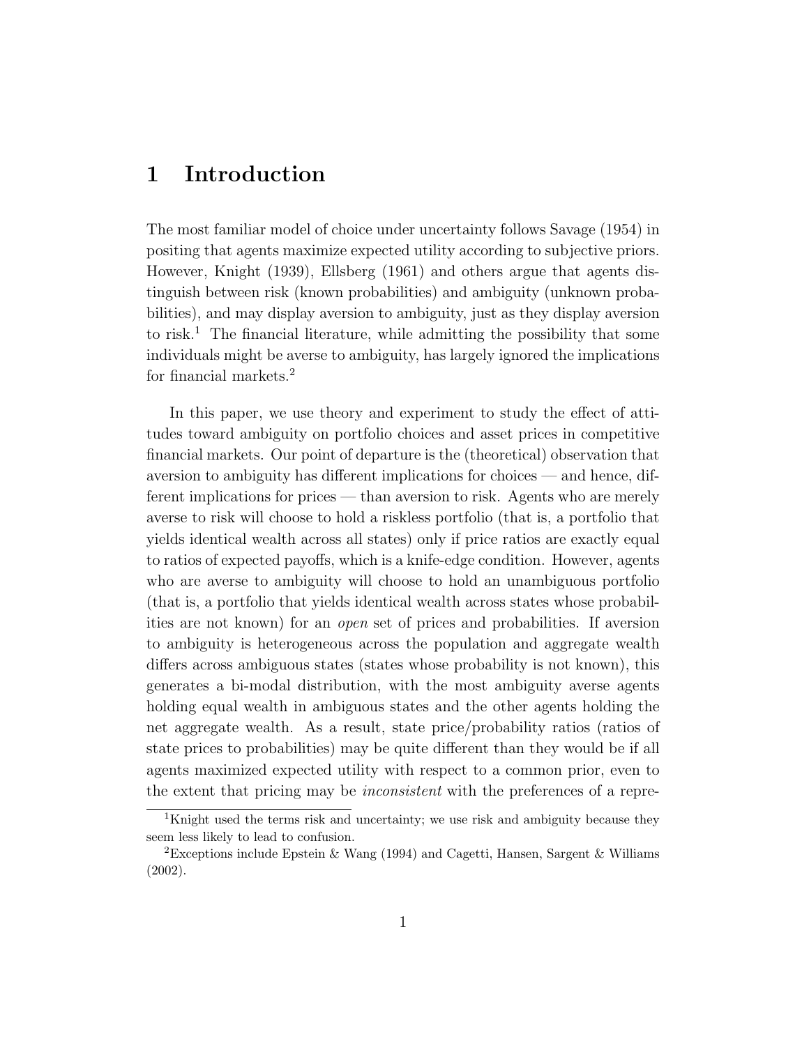# 1 Introduction

The most familiar model of choice under uncertainty follows Savage (1954) in positing that agents maximize expected utility according to subjective priors. However, Knight (1939), Ellsberg (1961) and others argue that agents distinguish between risk (known probabilities) and ambiguity (unknown probabilities), and may display aversion to ambiguity, just as they display aversion to risk.[1] The financial literature, while admitting the possibility that some individuals might be averse to ambiguity, has largely ignored the implications for financial markets.[2]

In this paper, we use theory and experiment to study the effect of attitudes toward ambiguity on portfolio choices and asset prices in competitive financial markets. Our point of departure is the (theoretical) observation that aversion to ambiguity has different implications for choices — and hence, different implications for prices — than aversion to risk. Agents who are merely averse to risk will choose to hold a riskless portfolio (that is, a portfolio that yields identical wealth across all states) only if price ratios are exactly equal to ratios of expected payoffs, which is a knife-edge condition. However, agents who are averse to ambiguity will choose to hold an unambiguous portfolio (that is, a portfolio that yields identical wealth across states whose probabilities are not known) for an *open* set of prices and probabilities. If aversion to ambiguity is heterogeneous across the population and aggregate wealth differs across ambiguous states (states whose probability is not known), this generates a bi-modal distribution, with the most ambiguity averse agents holding equal wealth in ambiguous states and the other agents holding the net aggregate wealth. As a result, state price/probability ratios (ratios of state prices to probabilities) may be quite different than they would be if all agents maximized expected utility with respect to a common prior, even to the extent that pricing may be *inconsistent* with the preferences of a repre-

[1] Knight used the terms risk and uncertainty; we use risk and ambiguity because they seem less likely to lead to confusion.

[2] Exceptions include Epstein & Wang (1994) and Cagetti, Hansen, Sargent & Williams (2002).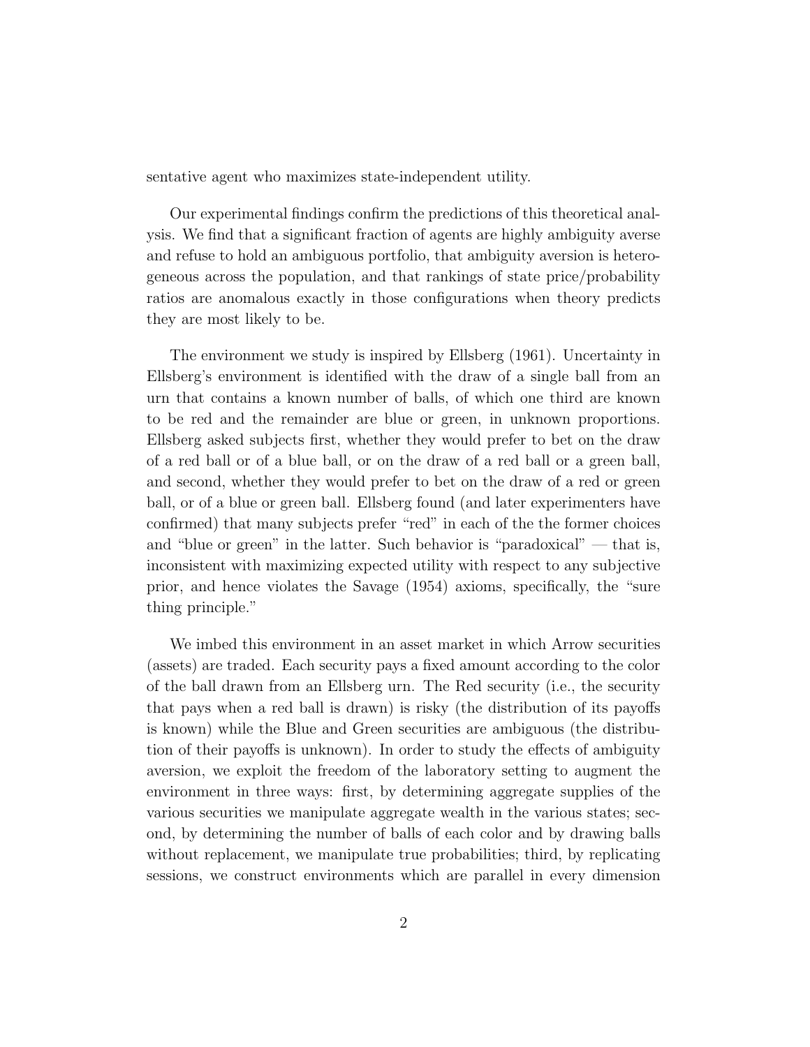sentative agent who maximizes state-independent utility.

Our experimental findings confirm the predictions of this theoretical analysis. We find that a significant fraction of agents are highly ambiguity averse and refuse to hold an ambiguous portfolio, that ambiguity aversion is heterogeneous across the population, and that rankings of state price/probability ratios are anomalous exactly in those configurations when theory predicts they are most likely to be.

The environment we study is inspired by Ellsberg (1961). Uncertainty in Ellsberg's environment is identified with the draw of a single ball from an urn that contains a known number of balls, of which one third are known to be red and the remainder are blue or green, in unknown proportions. Ellsberg asked subjects first, whether they would prefer to bet on the draw of a red ball or of a blue ball, or on the draw of a red ball or a green ball, and second, whether they would prefer to bet on the draw of a red or green ball, or of a blue or green ball. Ellsberg found (and later experimenters have confirmed) that many subjects prefer "red" in each of the the former choices and "blue or green" in the latter. Such behavior is "paradoxical" — that is, inconsistent with maximizing expected utility with respect to any subjective prior, and hence violates the Savage (1954) axioms, specifically, the "sure thing principle."

We imbed this environment in an asset market in which Arrow securities (assets) are traded. Each security pays a fixed amount according to the color of the ball drawn from an Ellsberg urn. The Red security (i.e., the security that pays when a red ball is drawn) is risky (the distribution of its payoffs is known) while the Blue and Green securities are ambiguous (the distribution of their payoffs is unknown). In order to study the effects of ambiguity aversion, we exploit the freedom of the laboratory setting to augment the environment in three ways: first, by determining aggregate supplies of the various securities we manipulate aggregate wealth in the various states; second, by determining the number of balls of each color and by drawing balls without replacement, we manipulate true probabilities; third, by replicating sessions, we construct environments which are parallel in every dimension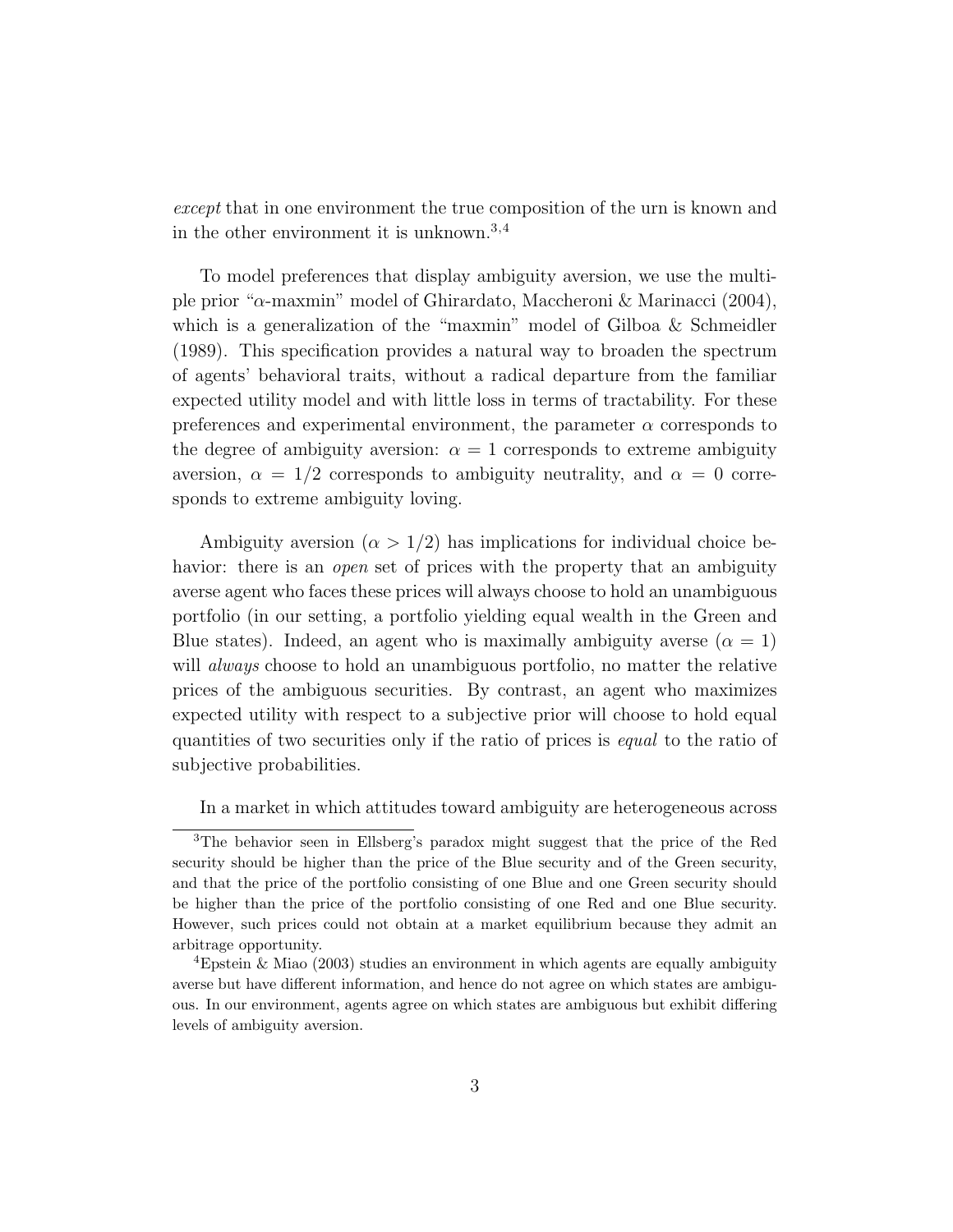*except* that in one environment the true composition of the urn is known and in the other environment it is unknown.[3,4]

To model preferences that display ambiguity aversion, we use the multiple prior "$\alpha$-maxmin" model of Ghirardato, Maccheroni & Marinacci (2004), which is a generalization of the "maxmin" model of Gilboa & Schmeidler (1989). This specification provides a natural way to broaden the spectrum of agents' behavioral traits, without a radical departure from the familiar expected utility model and with little loss in terms of tractability. For these preferences and experimental environment, the parameter $\alpha$ corresponds to the degree of ambiguity aversion: $\alpha = 1$ corresponds to extreme ambiguity aversion, $\alpha = 1/2$ corresponds to ambiguity neutrality, and $\alpha = 0$ corresponds to extreme ambiguity loving.

Ambiguity aversion ($\alpha > 1/2$) has implications for individual choice behavior: there is an *open* set of prices with the property that an ambiguity averse agent who faces these prices will always choose to hold an unambiguous portfolio (in our setting, a portfolio yielding equal wealth in the Green and Blue states). Indeed, an agent who is maximally ambiguity averse ($\alpha = 1$) will *always* choose to hold an unambiguous portfolio, no matter the relative prices of the ambiguous securities. By contrast, an agent who maximizes expected utility with respect to a subjective prior will choose to hold equal quantities of two securities only if the ratio of prices is *equal* to the ratio of subjective probabilities.

In a market in which attitudes toward ambiguity are heterogeneous across

---

[3] The behavior seen in Ellsberg's paradox might suggest that the price of the Red security should be higher than the price of the Blue security and of the Green security, and that the price of the portfolio consisting of one Blue and one Green security should be higher than the price of the portfolio consisting of one Red and one Blue security. However, such prices could not obtain at a market equilibrium because they admit an arbitrage opportunity.

[4] Epstein & Miao (2003) studies an environment in which agents are equally ambiguity averse but have different information, and hence do not agree on which states are ambiguous. In our environment, agents agree on which states are ambiguous but exhibit differing levels of ambiguity aversion.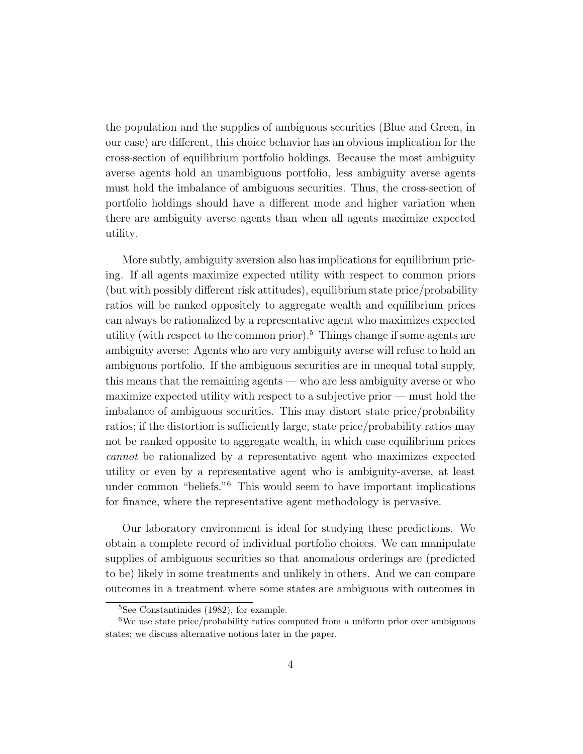the population and the supplies of ambiguous securities (Blue and Green, in our case) are different, this choice behavior has an obvious implication for the cross-section of equilibrium portfolio holdings. Because the most ambiguity averse agents hold an unambiguous portfolio, less ambiguity averse agents must hold the imbalance of ambiguous securities. Thus, the cross-section of portfolio holdings should have a different mode and higher variation when there are ambiguity averse agents than when all agents maximize expected utility.

More subtly, ambiguity aversion also has implications for equilibrium pricing. If all agents maximize expected utility with respect to common priors (but with possibly different risk attitudes), equilibrium state price/probability ratios will be ranked oppositely to aggregate wealth and equilibrium prices can always be rationalized by a representative agent who maximizes expected utility (with respect to the common prior).[5] Things change if some agents are ambiguity averse: Agents who are very ambiguity averse will refuse to hold an ambiguous portfolio. If the ambiguous securities are in unequal total supply, this means that the remaining agents — who are less ambiguity averse or who maximize expected utility with respect to a subjective prior — must hold the imbalance of ambiguous securities. This may distort state price/probability ratios; if the distortion is sufficiently large, state price/probability ratios may not be ranked opposite to aggregate wealth, in which case equilibrium prices *cannot* be rationalized by a representative agent who maximizes expected utility or even by a representative agent who is ambiguity-averse, at least under common "beliefs."[6] This would seem to have important implications for finance, where the representative agent methodology is pervasive.

Our laboratory environment is ideal for studying these predictions. We obtain a complete record of individual portfolio choices. We can manipulate supplies of ambiguous securities so that anomalous orderings are (predicted to be) likely in some treatments and unlikely in others. And we can compare outcomes in a treatment where some states are ambiguous with outcomes in

[5] See Constantinides (1982), for example.

[6] We use state price/probability ratios computed from a uniform prior over ambiguous states; we discuss alternative notions later in the paper.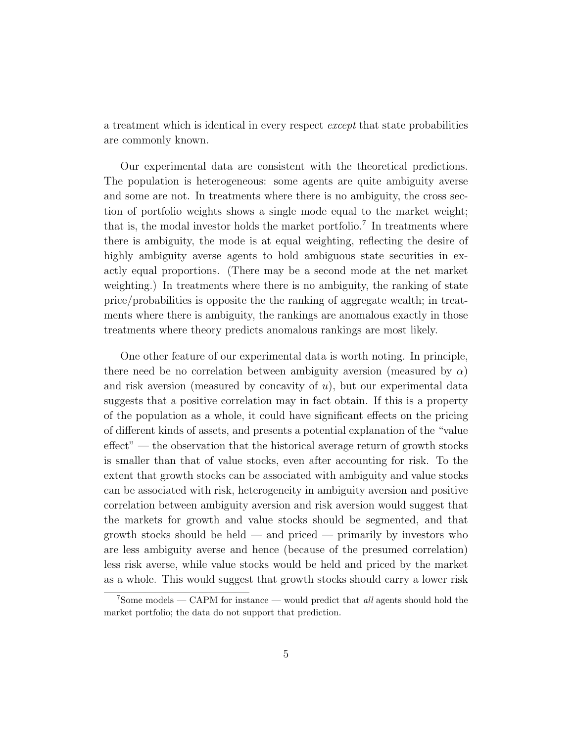a treatment which is identical in every respect *except* that state probabilities are commonly known.

Our experimental data are consistent with the theoretical predictions. The population is heterogeneous: some agents are quite ambiguity averse and some are not. In treatments where there is no ambiguity, the cross section of portfolio weights shows a single mode equal to the market weight; that is, the modal investor holds the market portfolio.[7] In treatments where there is ambiguity, the mode is at equal weighting, reflecting the desire of highly ambiguity averse agents to hold ambiguous state securities in exactly equal proportions. (There may be a second mode at the net market weighting.) In treatments where there is no ambiguity, the ranking of state price/probabilities is opposite the the ranking of aggregate wealth; in treatments where there is ambiguity, the rankings are anomalous exactly in those treatments where theory predicts anomalous rankings are most likely.

One other feature of our experimental data is worth noting. In principle, there need be no correlation between ambiguity aversion (measured by $\alpha$) and risk aversion (measured by concavity of $u$), but our experimental data suggests that a positive correlation may in fact obtain. If this is a property of the population as a whole, it could have significant effects on the pricing of different kinds of assets, and presents a potential explanation of the "value effect" — the observation that the historical average return of growth stocks is smaller than that of value stocks, even after accounting for risk. To the extent that growth stocks can be associated with ambiguity and value stocks can be associated with risk, heterogeneity in ambiguity aversion and positive correlation between ambiguity aversion and risk aversion would suggest that the markets for growth and value stocks should be segmented, and that growth stocks should be held — and priced — primarily by investors who are less ambiguity averse and hence (because of the presumed correlation) less risk averse, while value stocks would be held and priced by the market as a whole. This would suggest that growth stocks should carry a lower risk

[7] Some models — CAPM for instance — would predict that *all* agents should hold the market portfolio; the data do not support that prediction.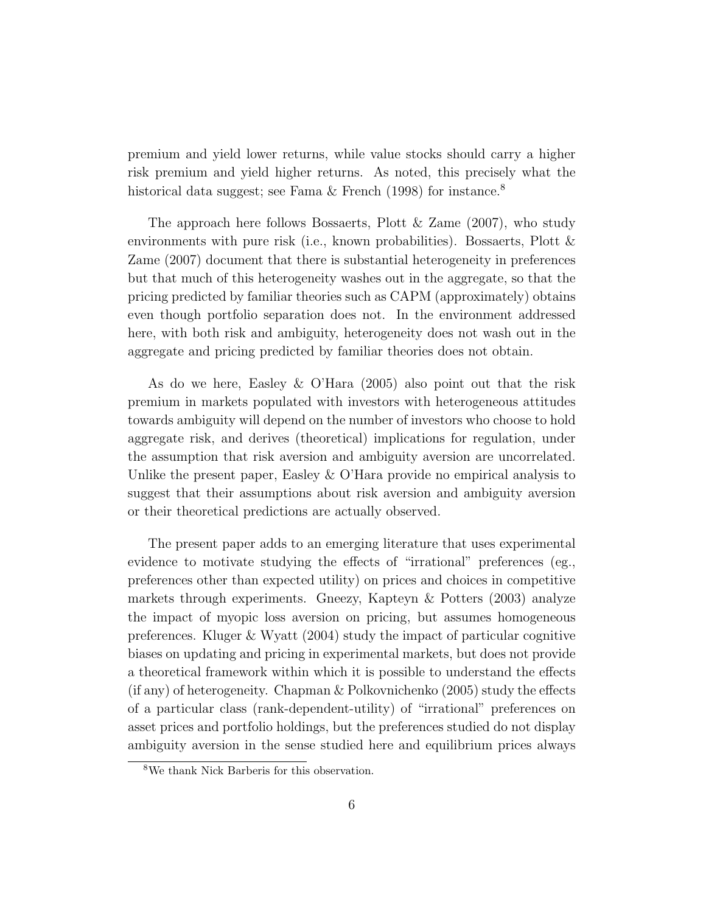premium and yield lower returns, while value stocks should carry a higher risk premium and yield higher returns. As noted, this precisely what the historical data suggest; see Fama & French (1998) for instance.[8]

The approach here follows Bossaerts, Plott & Zame (2007), who study environments with pure risk (i.e., known probabilities). Bossaerts, Plott & Zame (2007) document that there is substantial heterogeneity in preferences but that much of this heterogeneity washes out in the aggregate, so that the pricing predicted by familiar theories such as CAPM (approximately) obtains even though portfolio separation does not. In the environment addressed here, with both risk and ambiguity, heterogeneity does not wash out in the aggregate and pricing predicted by familiar theories does not obtain.

As do we here, Easley & O'Hara (2005) also point out that the risk premium in markets populated with investors with heterogeneous attitudes towards ambiguity will depend on the number of investors who choose to hold aggregate risk, and derives (theoretical) implications for regulation, under the assumption that risk aversion and ambiguity aversion are uncorrelated. Unlike the present paper, Easley & O'Hara provide no empirical analysis to suggest that their assumptions about risk aversion and ambiguity aversion or their theoretical predictions are actually observed.

The present paper adds to an emerging literature that uses experimental evidence to motivate studying the effects of "irrational" preferences (eg., preferences other than expected utility) on prices and choices in competitive markets through experiments. Gneezy, Kapteyn & Potters (2003) analyze the impact of myopic loss aversion on pricing, but assumes homogeneous preferences. Kluger & Wyatt (2004) study the impact of particular cognitive biases on updating and pricing in experimental markets, but does not provide a theoretical framework within which it is possible to understand the effects (if any) of heterogeneity. Chapman & Polkovnichenko (2005) study the effects of a particular class (rank-dependent-utility) of "irrational" preferences on asset prices and portfolio holdings, but the preferences studied do not display ambiguity aversion in the sense studied here and equilibrium prices always

[8]We thank Nick Barberis for this observation.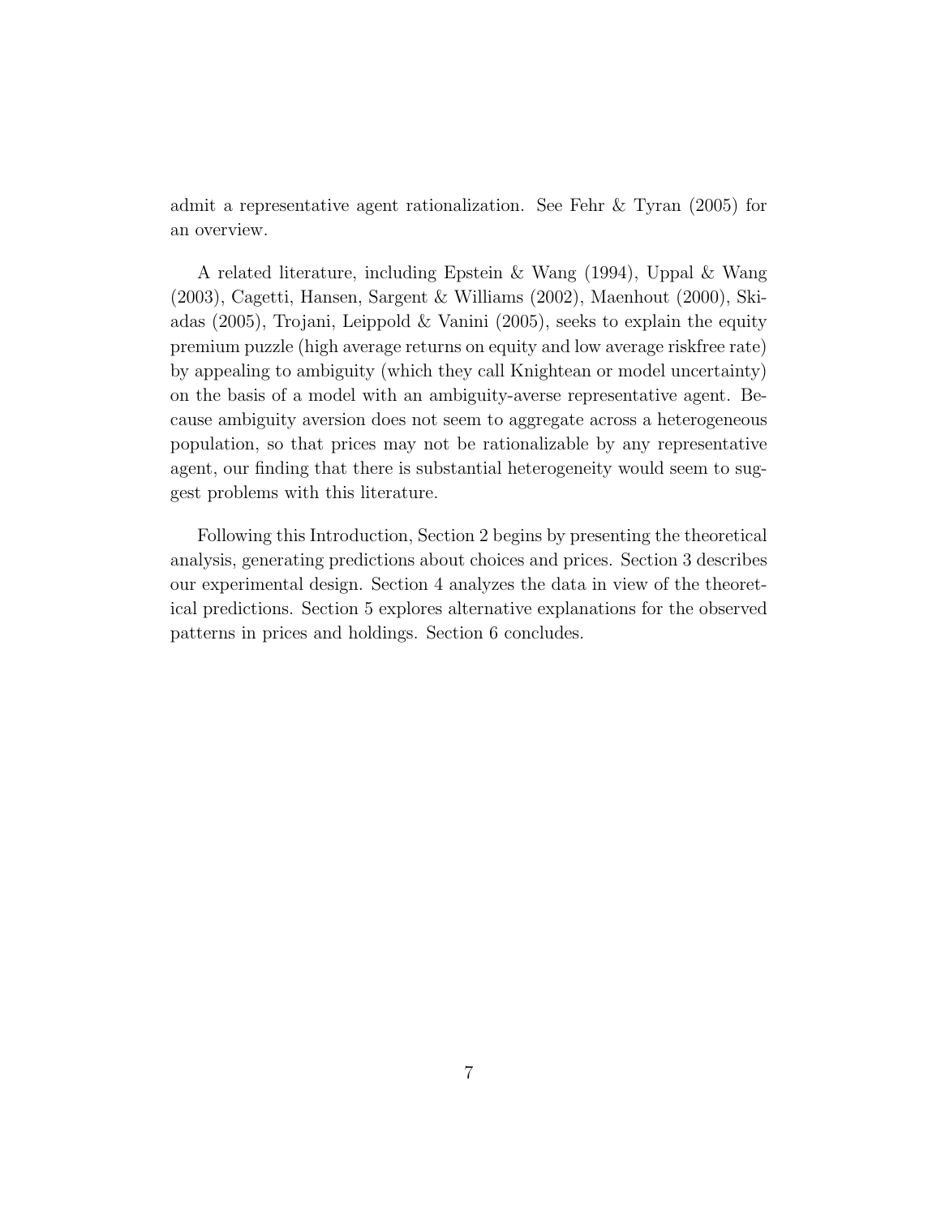admit a representative agent rationalization. See Fehr & Tyran (2005) for an overview.

A related literature, including Epstein & Wang (1994), Uppal & Wang (2003), Cagetti, Hansen, Sargent & Williams (2002), Maenhout (2000), Skiadas (2005), Trojani, Leippold & Vanini (2005), seeks to explain the equity premium puzzle (high average returns on equity and low average riskfree rate) by appealing to ambiguity (which they call Knightean or model uncertainty) on the basis of a model with an ambiguity-averse representative agent. Because ambiguity aversion does not seem to aggregate across a heterogeneous population, so that prices may not be rationalizable by any representative agent, our finding that there is substantial heterogeneity would seem to suggest problems with this literature.

Following this Introduction, Section 2 begins by presenting the theoretical analysis, generating predictions about choices and prices. Section 3 describes our experimental design. Section 4 analyzes the data in view of the theoretical predictions. Section 5 explores alternative explanations for the observed patterns in prices and holdings. Section 6 concludes.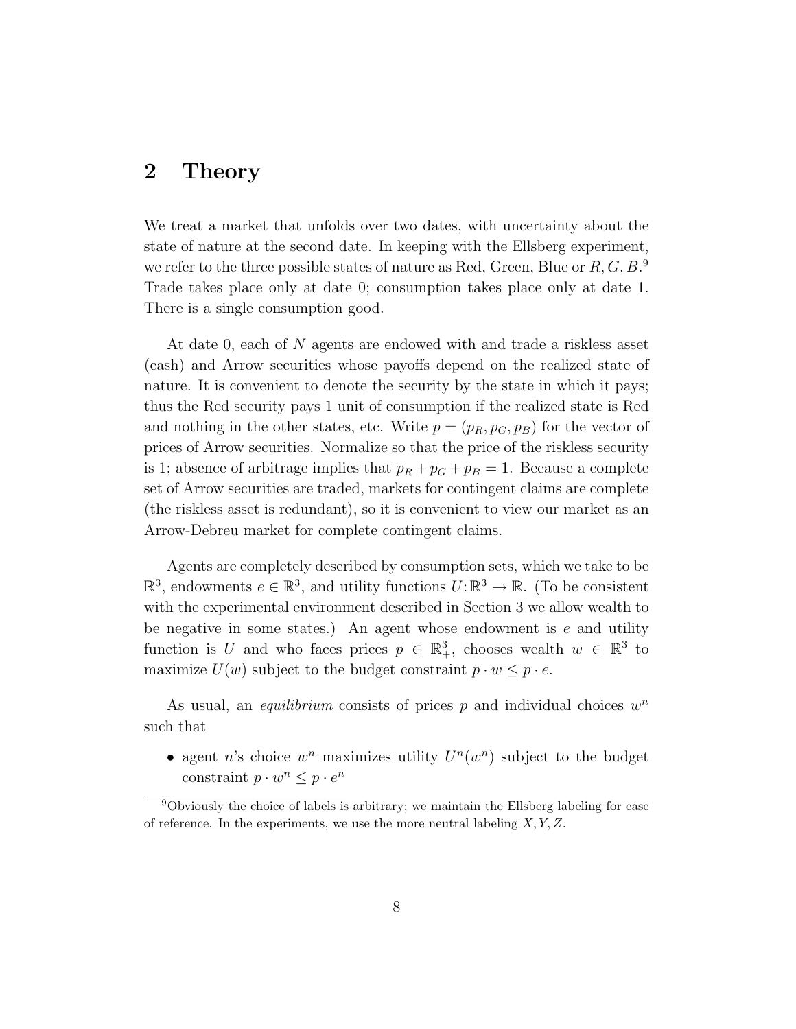## 2 Theory

We treat a market that unfolds over two dates, with uncertainty about the state of nature at the second date. In keeping with the Ellsberg experiment, we refer to the three possible states of nature as Red, Green, Blue or $R, G, B$.[9] Trade takes place only at date 0; consumption takes place only at date 1. There is a single consumption good.

At date 0, each of $N$ agents are endowed with and trade a riskless asset (cash) and Arrow securities whose payoffs depend on the realized state of nature. It is convenient to denote the security by the state in which it pays; thus the Red security pays 1 unit of consumption if the realized state is Red and nothing in the other states, etc. Write $p = (p_R, p_G, p_B)$ for the vector of prices of Arrow securities. Normalize so that the price of the riskless security is 1; absence of arbitrage implies that $p_R + p_G + p_B = 1$. Because a complete set of Arrow securities are traded, markets for contingent claims are complete (the riskless asset is redundant), so it is convenient to view our market as an Arrow-Debreu market for complete contingent claims.

Agents are completely described by consumption sets, which we take to be $\mathbb{R}^3$, endowments $e \in \mathbb{R}^3$, and utility functions $U : \mathbb{R}^3 \to \mathbb{R}$. (To be consistent with the experimental environment described in Section 3 we allow wealth to be negative in some states.) An agent whose endowment is $e$ and utility function is $U$ and who faces prices $p \in \mathbb{R}^3_+$, chooses wealth $w \in \mathbb{R}^3$ to maximize $U(w)$ subject to the budget constraint $p \cdot w \leq p \cdot e$.

As usual, an *equilibrium* consists of prices $p$ and individual choices $w^n$ such that

- agent $n$'s choice $w^n$ maximizes utility $U^n(w^n)$ subject to the budget constraint $p \cdot w^n \leq p \cdot e^n$

[9] Obviously the choice of labels is arbitrary; we maintain the Ellsberg labeling for ease of reference. In the experiments, we use the more neutral labeling $X, Y, Z$.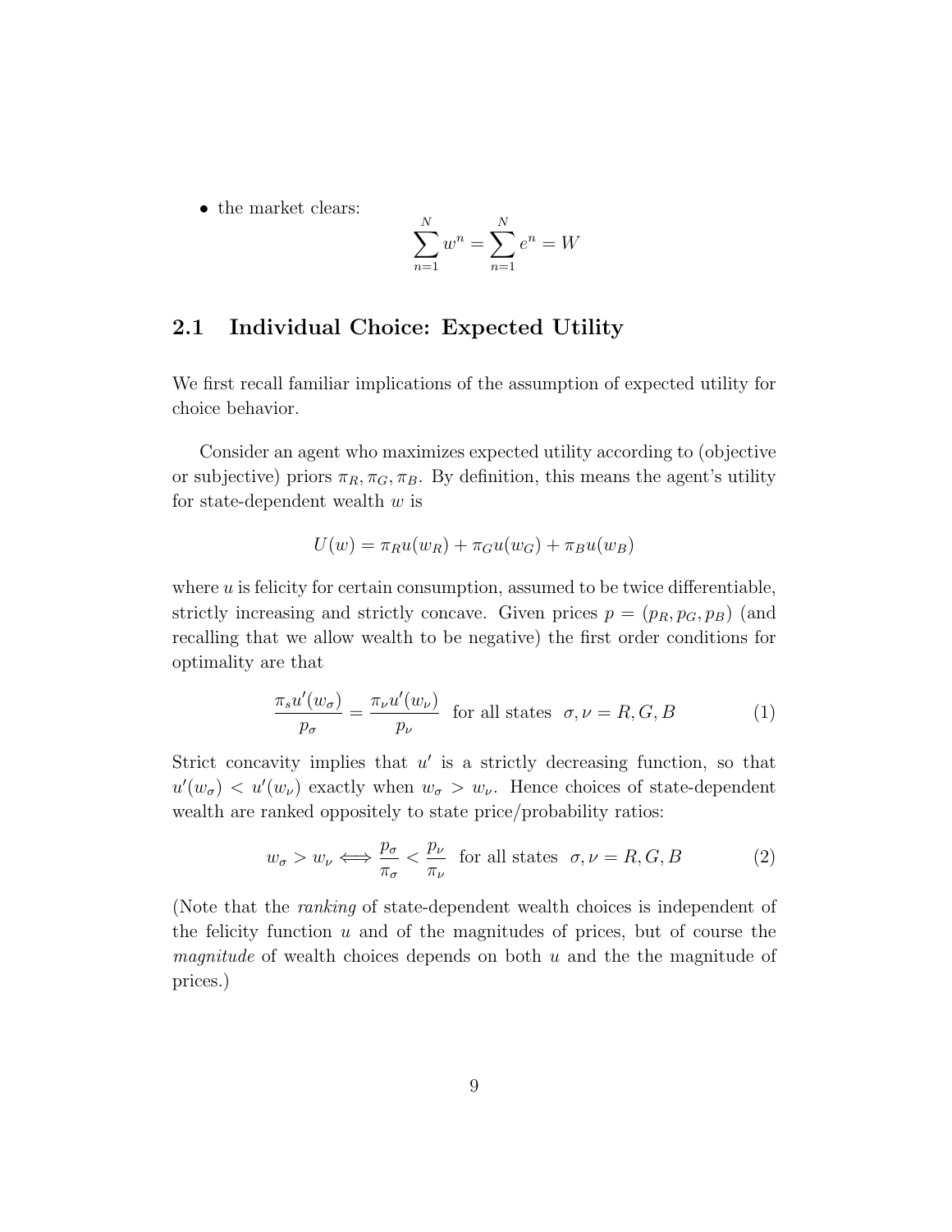- the market clears:

$$\sum_{n=1}^{N} w^n = \sum_{n=1}^{N} e^n = W$$

## 2.1 Individual Choice: Expected Utility

We first recall familiar implications of the assumption of expected utility for choice behavior.

Consider an agent who maximizes expected utility according to (objective or subjective) priors $\pi_R, \pi_G, \pi_B$. By definition, this means the agent's utility for state-dependent wealth $w$ is

$$U(w) = \pi_R u(w_R) + \pi_G u(w_G) + \pi_B u(w_B)$$

where $u$ is felicity for certain consumption, assumed to be twice differentiable, strictly increasing and strictly concave. Given prices $p = (p_R, p_G, p_B)$ (and recalling that we allow wealth to be negative) the first order conditions for optimality are that

$$\frac{\pi_s u'(w_\sigma)}{p_\sigma} = \frac{\pi_\nu u'(w_\nu)}{p_\nu} \text{ for all states } \sigma, \nu = R, G, B \tag{1}$$

Strict concavity implies that $u'$ is a strictly decreasing function, so that $u'(w_\sigma) < u'(w_\nu)$ exactly when $w_\sigma > w_\nu$. Hence choices of state-dependent wealth are ranked oppositely to state price/probability ratios:

$$w_\sigma > w_\nu \Longleftrightarrow \frac{p_\sigma}{\pi_\sigma} < \frac{p_\nu}{\pi_\nu} \text{ for all states } \sigma, \nu = R, G, B \tag{2}$$

(Note that the *ranking* of state-dependent wealth choices is independent of the felicity function $u$ and of the magnitudes of prices, but of course the *magnitude* of wealth choices depends on both $u$ and the the magnitude of prices.)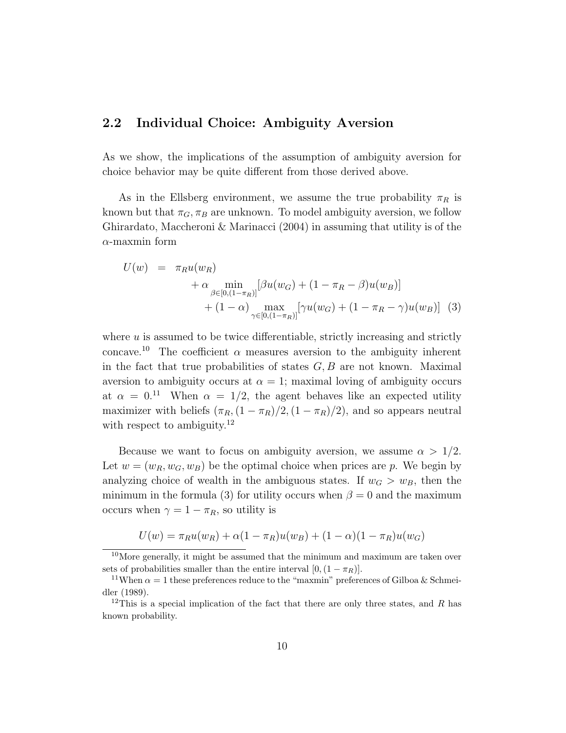## 2.2 Individual Choice: Ambiguity Aversion

As we show, the implications of the assumption of ambiguity aversion for choice behavior may be quite different from those derived above.

As in the Ellsberg environment, we assume the true probability $\pi_R$ is known but that $\pi_G, \pi_B$ are unknown. To model ambiguity aversion, we follow Ghirardato, Maccheroni & Marinacci (2004) in assuming that utility is of the $\alpha$-maxmin form

$$
\begin{aligned}
U(w) \;&=\; \pi_R u(w_R) \\
&\quad + \alpha \min_{\beta \in [0,(1-\pi_R)]} [\beta u(w_G) + (1 - \pi_R - \beta) u(w_B)] \\
&\quad + (1-\alpha) \max_{\gamma \in [0,(1-\pi_R)]} [\gamma u(w_G) + (1 - \pi_R - \gamma) u(w_B)] \qquad (3)
\end{aligned}
$$

where $u$ is assumed to be twice differentiable, strictly increasing and strictly concave.[10] The coefficient $\alpha$ measures aversion to the ambiguity inherent in the fact that true probabilities of states $G, B$ are not known. Maximal aversion to ambiguity occurs at $\alpha = 1$; maximal loving of ambiguity occurs at $\alpha = 0$.[11] When $\alpha = 1/2$, the agent behaves like an expected utility maximizer with beliefs $(\pi_R, (1-\pi_R)/2, (1-\pi_R)/2)$, and so appears neutral with respect to ambiguity.[12]

Because we want to focus on ambiguity aversion, we assume $\alpha > 1/2$. Let $w = (w_R, w_G, w_B)$ be the optimal choice when prices are $p$. We begin by analyzing choice of wealth in the ambiguous states. If $w_G > w_B$, then the minimum in the formula (3) for utility occurs when $\beta = 0$ and the maximum occurs when $\gamma = 1 - \pi_R$, so utility is

$$
U(w) = \pi_R u(w_R) + \alpha(1-\pi_R) u(w_B) + (1-\alpha)(1-\pi_R) u(w_G)
$$

[10] More generally, it might be assumed that the minimum and maximum are taken over sets of probabilities smaller than the entire interval $[0, (1-\pi_R)]$.

[11] When $\alpha = 1$ these preferences reduce to the "maxmin" preferences of Gilboa & Schmeidler (1989).

[12] This is a special implication of the fact that there are only three states, and $R$ has known probability.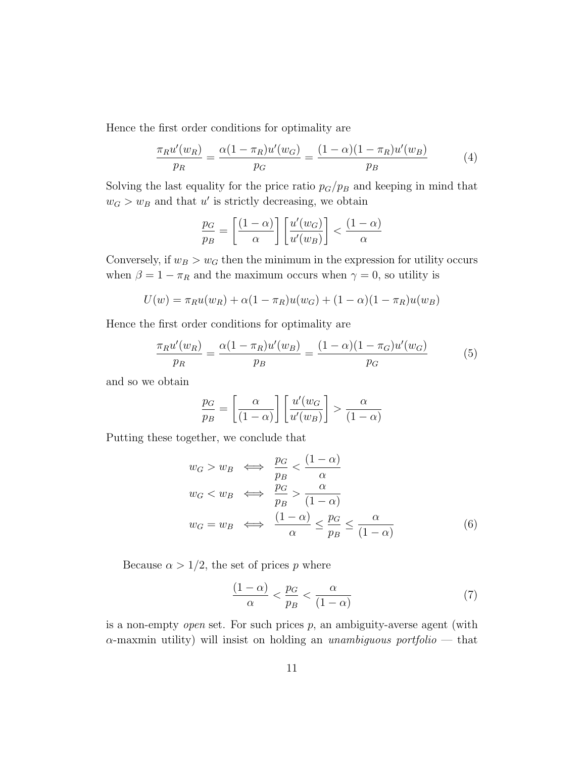Hence the first order conditions for optimality are

$$\frac{\pi_R u'(w_R)}{p_R} = \frac{\alpha(1-\pi_R)u'(w_G)}{p_G} = \frac{(1-\alpha)(1-\pi_R)u'(w_B)}{p_B} \tag{4}$$

Solving the last equality for the price ratio $p_G/p_B$ and keeping in mind that $w_G > w_B$ and that $u'$ is strictly decreasing, we obtain

$$\frac{p_G}{p_B} = \left[\frac{(1-\alpha)}{\alpha}\right]\left[\frac{u'(w_G)}{u'(w_B)}\right] < \frac{(1-\alpha)}{\alpha}$$

Conversely, if $w_B > w_G$ then the minimum in the expression for utility occurs when $\beta = 1 - \pi_R$ and the maximum occurs when $\gamma = 0$, so utility is

$$U(w) = \pi_R u(w_R) + \alpha(1-\pi_R)u(w_G) + (1-\alpha)(1-\pi_R)u(w_B)$$

Hence the first order conditions for optimality are

$$\frac{\pi_R u'(w_R)}{p_R} = \frac{\alpha(1-\pi_R)u'(w_B)}{p_B} = \frac{(1-\alpha)(1-\pi_G)u'(w_G)}{p_G} \tag{5}$$

and so we obtain

$$\frac{p_G}{p_B} = \left[\frac{\alpha}{(1-\alpha)}\right]\left[\frac{u'(w_G}{u'(w_B)}\right] > \frac{\alpha}{(1-\alpha)}$$

Putting these together, we conclude that

$$\begin{aligned}
w_G > w_B &\iff \frac{p_G}{p_B} < \frac{(1-\alpha)}{\alpha} \\
w_G < w_B &\iff \frac{p_G}{p_B} > \frac{\alpha}{(1-\alpha)} \\
w_G = w_B &\iff \frac{(1-\alpha)}{\alpha} \le \frac{p_G}{p_B} \le \frac{\alpha}{(1-\alpha)}
\end{aligned} \tag{6}$$

Because $\alpha > 1/2$, the set of prices $p$ where

$$\frac{(1-\alpha)}{\alpha} < \frac{p_G}{p_B} < \frac{\alpha}{(1-\alpha)} \tag{7}$$

is a non-empty *open* set. For such prices $p$, an ambiguity-averse agent (with $\alpha$-maxmin utility) will insist on holding an *unambiguous portfolio* — that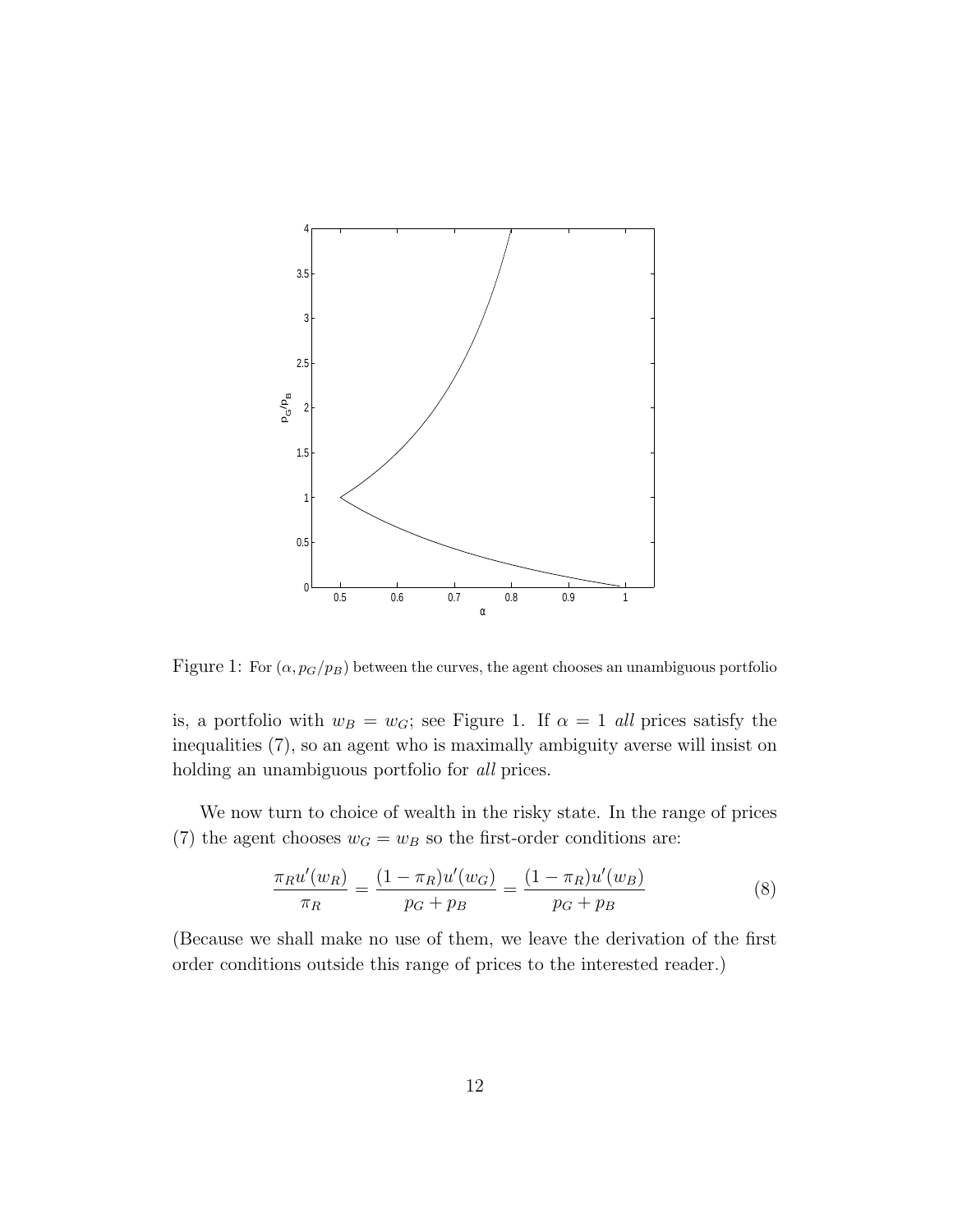Figure 1: For $(\alpha, p_G/p_B)$ between the curves, the agent chooses an unambiguous portfolio

is, a portfolio with $w_B = w_G$; see Figure 1. If $\alpha = 1$ *all* prices satisfy the inequalities (7), so an agent who is maximally ambiguity averse will insist on holding an unambiguous portfolio for *all* prices.

We now turn to choice of wealth in the risky state. In the range of prices (7) the agent chooses $w_G = w_B$ so the first-order conditions are:

$$\frac{\pi_R u'(w_R)}{\pi_R} = \frac{(1-\pi_R)u'(w_G)}{p_G + p_B} = \frac{(1-\pi_R)u'(w_B)}{p_G + p_B} \tag{8}$$

(Because we shall make no use of them, we leave the derivation of the first order conditions outside this range of prices to the interested reader.)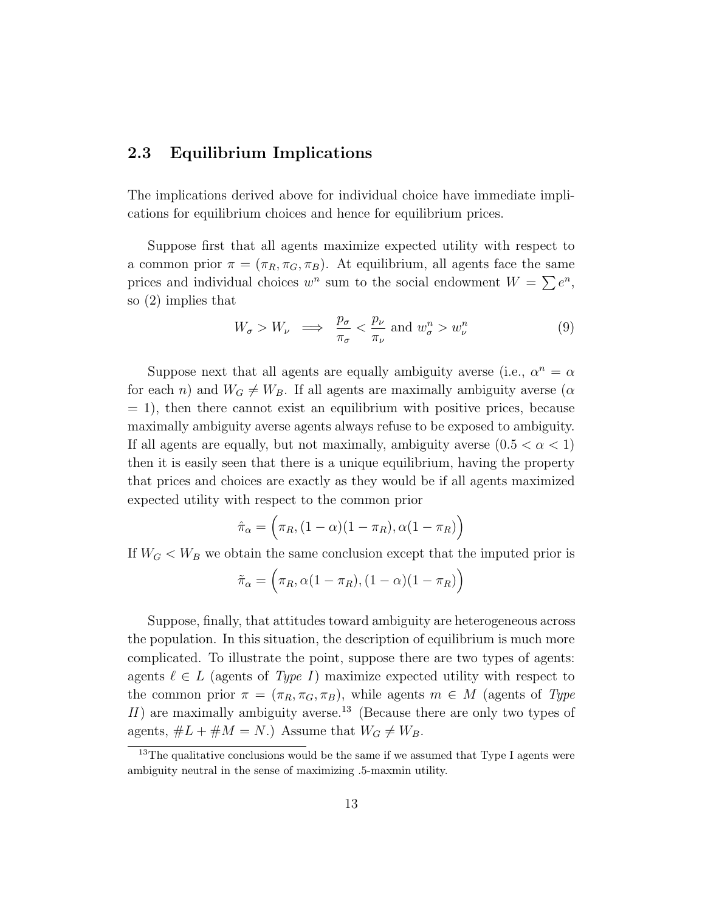## 2.3 Equilibrium Implications

The implications derived above for individual choice have immediate implications for equilibrium choices and hence for equilibrium prices.

Suppose first that all agents maximize expected utility with respect to a common prior $\pi = (\pi_R, \pi_G, \pi_B)$. At equilibrium, all agents face the same prices and individual choices $w^n$ sum to the social endowment $W = \sum e^n$, so (2) implies that

$$W_\sigma > W_\nu \implies \frac{p_\sigma}{\pi_\sigma} < \frac{p_\nu}{\pi_\nu} \text{ and } w^n_\sigma > w^n_\nu \tag{9}$$

Suppose next that all agents are equally ambiguity averse (i.e., $\alpha^n = \alpha$ for each $n$) and $W_G \neq W_B$. If all agents are maximally ambiguity averse ($\alpha = 1$), then there cannot exist an equilibrium with positive prices, because maximally ambiguity averse agents always refuse to be exposed to ambiguity. If all agents are equally, but not maximally, ambiguity averse ($0.5 < \alpha < 1$) then it is easily seen that there is a unique equilibrium, having the property that prices and choices are exactly as they would be if all agents maximized expected utility with respect to the common prior

$$\hat{\pi}_\alpha = \Big(\pi_R, (1-\alpha)(1-\pi_R), \alpha(1-\pi_R)\Big)$$

If $W_G < W_B$ we obtain the same conclusion except that the imputed prior is

$$\tilde{\pi}_\alpha = \Big(\pi_R, \alpha(1-\pi_R), (1-\alpha)(1-\pi_R)\Big)$$

Suppose, finally, that attitudes toward ambiguity are heterogeneous across the population. In this situation, the description of equilibrium is much more complicated. To illustrate the point, suppose there are two types of agents: agents $\ell \in L$ (agents of *Type I*) maximize expected utility with respect to the common prior $\pi = (\pi_R, \pi_G, \pi_B)$, while agents $m \in M$ (agents of *Type II*) are maximally ambiguity averse.[13] (Because there are only two types of agents, $\#L + \#M = N$.) Assume that $W_G \neq W_B$.

[13] The qualitative conclusions would be the same if we assumed that Type I agents were ambiguity neutral in the sense of maximizing .5-maxmin utility.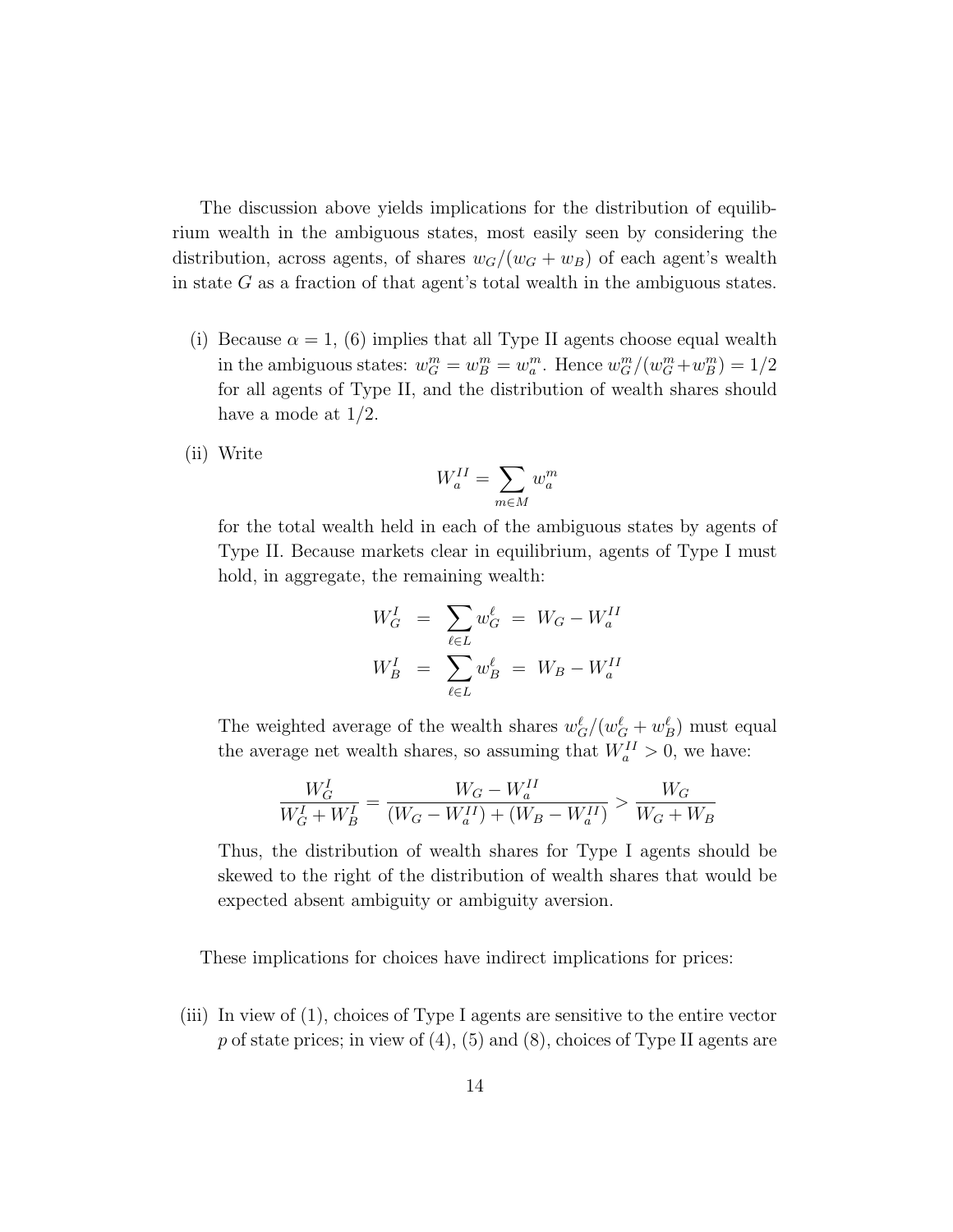The discussion above yields implications for the distribution of equilibrium wealth in the ambiguous states, most easily seen by considering the distribution, across agents, of shares $w_G/(w_G + w_B)$ of each agent's wealth in state $G$ as a fraction of that agent's total wealth in the ambiguous states.

(i) Because $\alpha = 1$, (6) implies that all Type II agents choose equal wealth in the ambiguous states: $w_G^m = w_B^m = w_a^m$. Hence $w_G^m/(w_G^m + w_B^m) = 1/2$ for all agents of Type II, and the distribution of wealth shares should have a mode at $1/2$.

(ii) Write

$$W_a^{II} = \sum_{m \in M} w_a^m$$

for the total wealth held in each of the ambiguous states by agents of Type II. Because markets clear in equilibrium, agents of Type I must hold, in aggregate, the remaining wealth:

$$\begin{aligned} W_G^I &= \sum_{\ell \in L} w_G^\ell = W_G - W_a^{II} \\ W_B^I &= \sum_{\ell \in L} w_B^\ell = W_B - W_a^{II} \end{aligned}$$

The weighted average of the wealth shares $w_G^\ell/(w_G^\ell + w_B^\ell)$ must equal the average net wealth shares, so assuming that $W_a^{II} > 0$, we have:

$$\frac{W_G^I}{W_G^I + W_B^I} = \frac{W_G - W_a^{II}}{(W_G - W_a^{II}) + (W_B - W_a^{II})} > \frac{W_G}{W_G + W_B}$$

Thus, the distribution of wealth shares for Type I agents should be skewed to the right of the distribution of wealth shares that would be expected absent ambiguity or ambiguity aversion.

These implications for choices have indirect implications for prices:

(iii) In view of (1), choices of Type I agents are sensitive to the entire vector $p$ of state prices; in view of (4), (5) and (8), choices of Type II agents are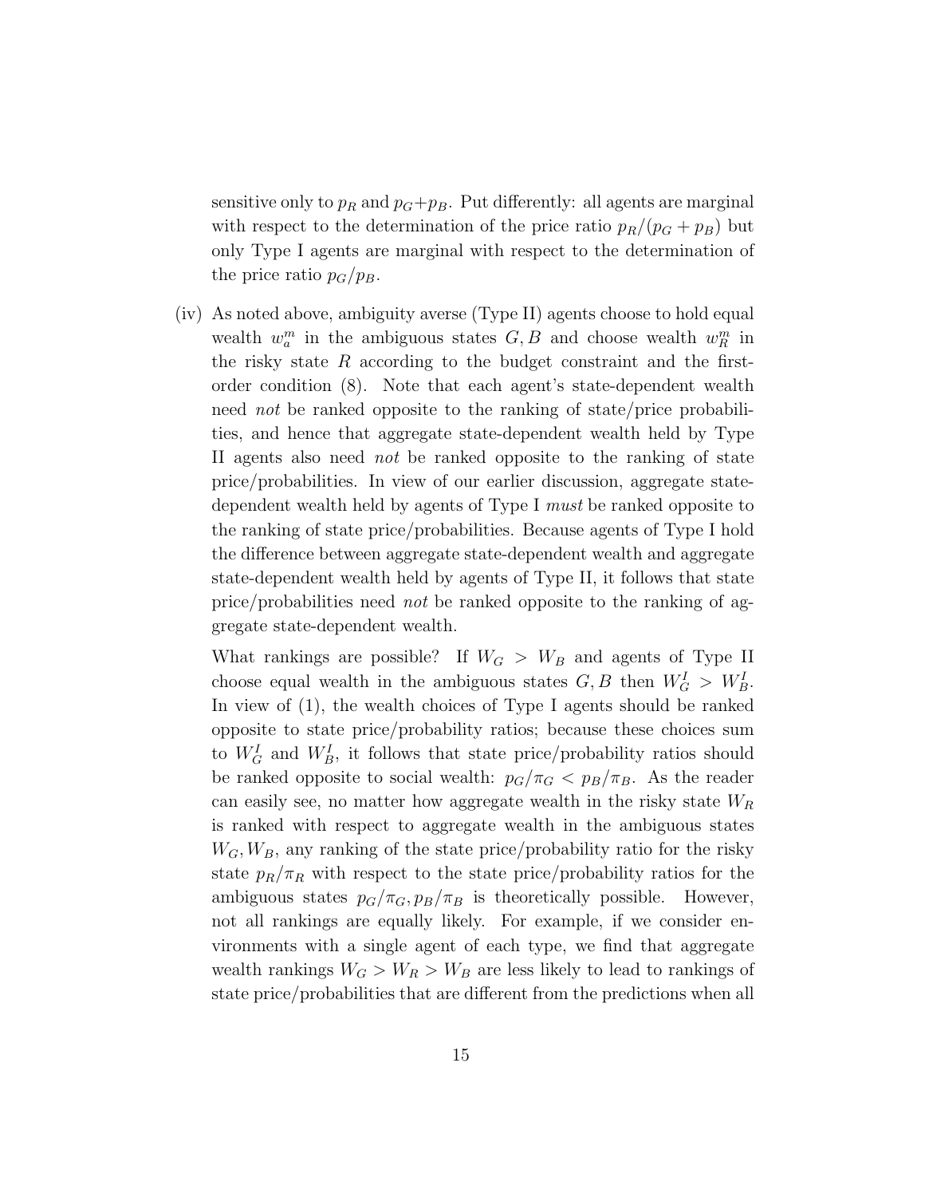sensitive only to $p_R$ and $p_G + p_B$. Put differently: all agents are marginal with respect to the determination of the price ratio $p_R/(p_G + p_B)$ but only Type I agents are marginal with respect to the determination of the price ratio $p_G/p_B$.

(iv) As noted above, ambiguity averse (Type II) agents choose to hold equal wealth $w_a^m$ in the ambiguous states $G, B$ and choose wealth $w_R^m$ in the risky state $R$ according to the budget constraint and the first-order condition (8). Note that each agent's state-dependent wealth need *not* be ranked opposite to the ranking of state/price probabilities, and hence that aggregate state-dependent wealth held by Type II agents also need *not* be ranked opposite to the ranking of state price/probabilities. In view of our earlier discussion, aggregate state-dependent wealth held by agents of Type I *must* be ranked opposite to the ranking of state price/probabilities. Because agents of Type I hold the difference between aggregate state-dependent wealth and aggregate state-dependent wealth held by agents of Type II, it follows that state price/probabilities need *not* be ranked opposite to the ranking of aggregate state-dependent wealth.

What rankings are possible? If $W_G > W_B$ and agents of Type II choose equal wealth in the ambiguous states $G, B$ then $W_G^I > W_B^I$. In view of (1), the wealth choices of Type I agents should be ranked opposite to state price/probability ratios; because these choices sum to $W_G^I$ and $W_B^I$, it follows that state price/probability ratios should be ranked opposite to social wealth: $p_G/\pi_G < p_B/\pi_B$. As the reader can easily see, no matter how aggregate wealth in the risky state $W_R$ is ranked with respect to aggregate wealth in the ambiguous states $W_G, W_B$, any ranking of the state price/probability ratio for the risky state $p_R/\pi_R$ with respect to the state price/probability ratios for the ambiguous states $p_G/\pi_G, p_B/\pi_B$ is theoretically possible. However, not all rankings are equally likely. For example, if we consider environments with a single agent of each type, we find that aggregate wealth rankings $W_G > W_R > W_B$ are less likely to lead to rankings of state price/probabilities that are different from the predictions when all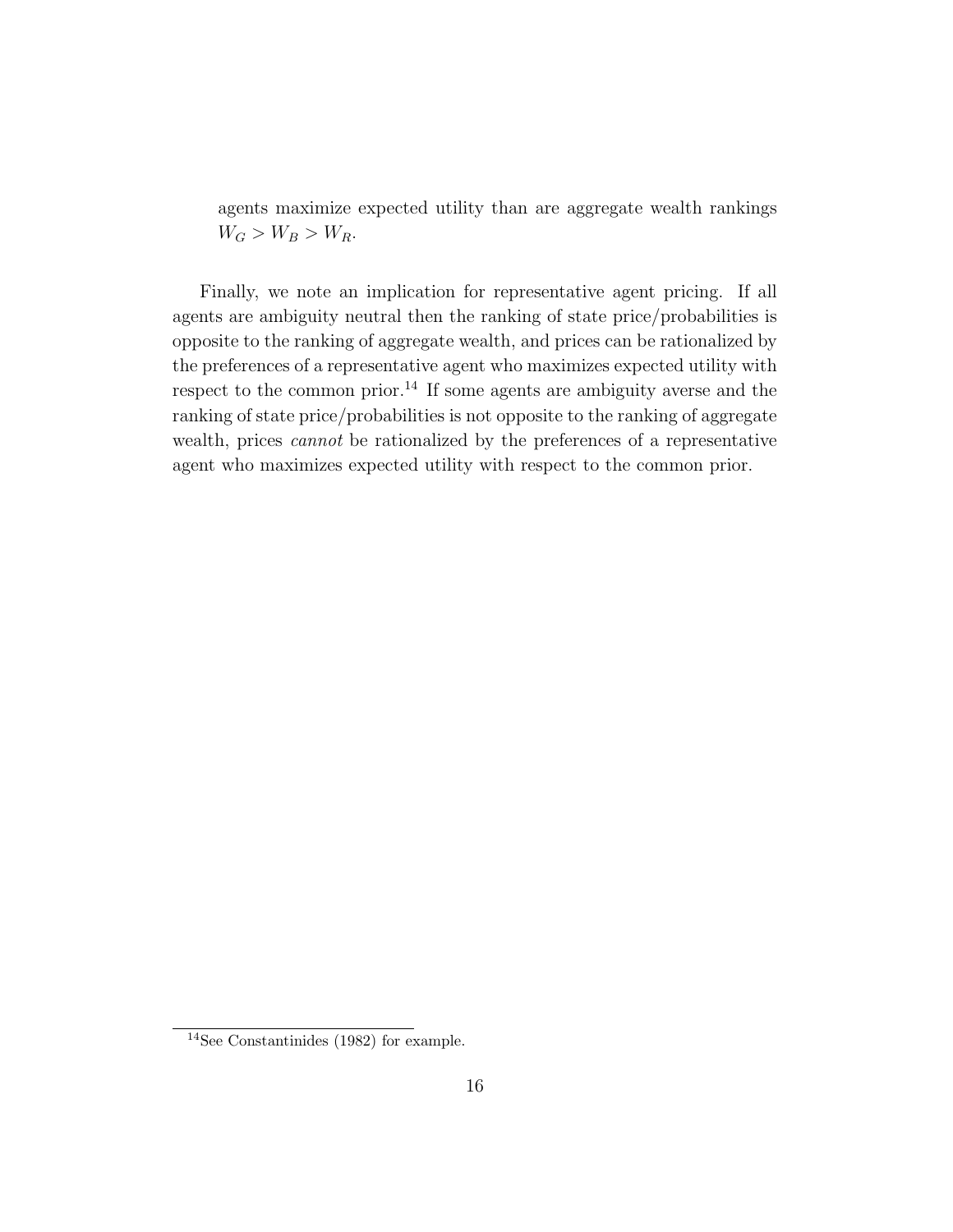agents maximize expected utility than are aggregate wealth rankings $W_G > W_B > W_R$.

Finally, we note an implication for representative agent pricing. If all agents are ambiguity neutral then the ranking of state price/probabilities is opposite to the ranking of aggregate wealth, and prices can be rationalized by the preferences of a representative agent who maximizes expected utility with respect to the common prior.[14] If some agents are ambiguity averse and the ranking of state price/probabilities is not opposite to the ranking of aggregate wealth, prices *cannot* be rationalized by the preferences of a representative agent who maximizes expected utility with respect to the common prior.

[14] See Constantinides (1982) for example.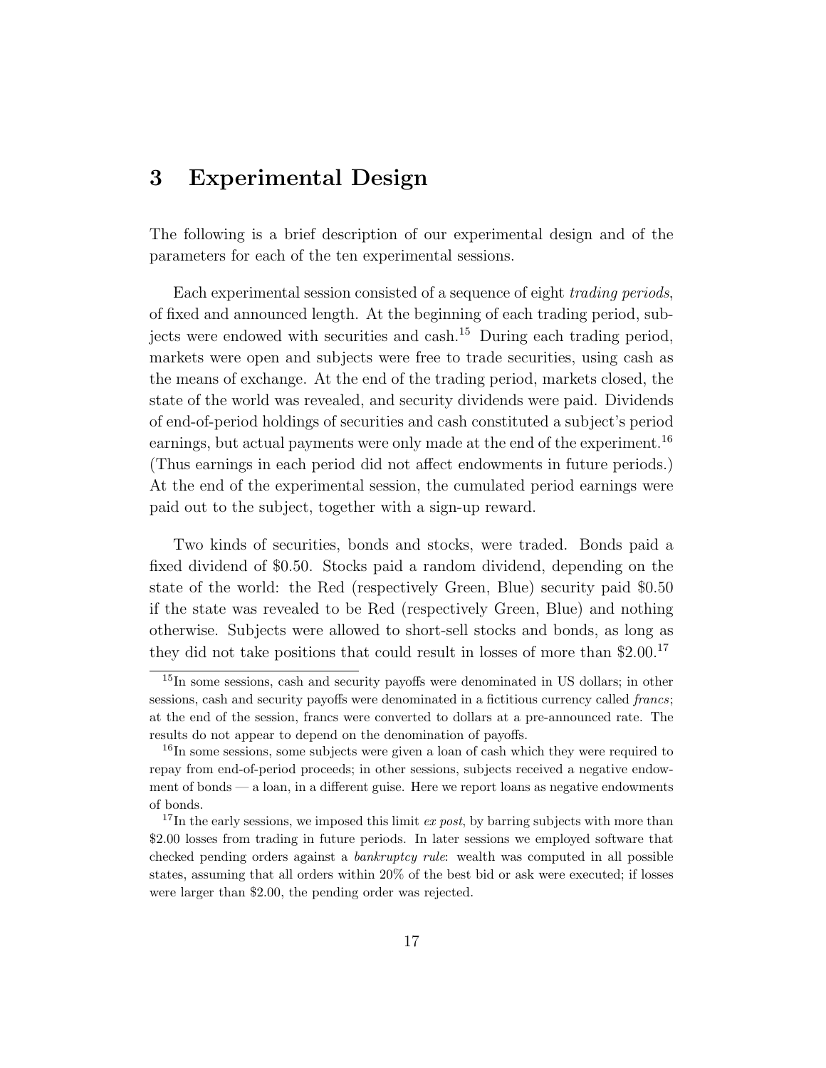# 3 Experimental Design

The following is a brief description of our experimental design and of the parameters for each of the ten experimental sessions.

Each experimental session consisted of a sequence of eight *trading periods*, of fixed and announced length. At the beginning of each trading period, subjects were endowed with securities and cash.[15] During each trading period, markets were open and subjects were free to trade securities, using cash as the means of exchange. At the end of the trading period, markets closed, the state of the world was revealed, and security dividends were paid. Dividends of end-of-period holdings of securities and cash constituted a subject's period earnings, but actual payments were only made at the end of the experiment.[16] (Thus earnings in each period did not affect endowments in future periods.) At the end of the experimental session, the cumulated period earnings were paid out to the subject, together with a sign-up reward.

Two kinds of securities, bonds and stocks, were traded. Bonds paid a fixed dividend of \$0.50. Stocks paid a random dividend, depending on the state of the world: the Red (respectively Green, Blue) security paid \$0.50 if the state was revealed to be Red (respectively Green, Blue) and nothing otherwise. Subjects were allowed to short-sell stocks and bonds, as long as they did not take positions that could result in losses of more than \$2.00.[17]

---

[15] In some sessions, cash and security payoffs were denominated in US dollars; in other sessions, cash and security payoffs were denominated in a fictitious currency called *francs*; at the end of the session, francs were converted to dollars at a pre-announced rate. The results do not appear to depend on the denomination of payoffs.

[16] In some sessions, some subjects were given a loan of cash which they were required to repay from end-of-period proceeds; in other sessions, subjects received a negative endowment of bonds — a loan, in a different guise. Here we report loans as negative endowments of bonds.

[17] In the early sessions, we imposed this limit *ex post*, by barring subjects with more than \$2.00 losses from trading in future periods. In later sessions we employed software that checked pending orders against a *bankruptcy rule*: wealth was computed in all possible states, assuming that all orders within 20% of the best bid or ask were executed; if losses were larger than \$2.00, the pending order was rejected.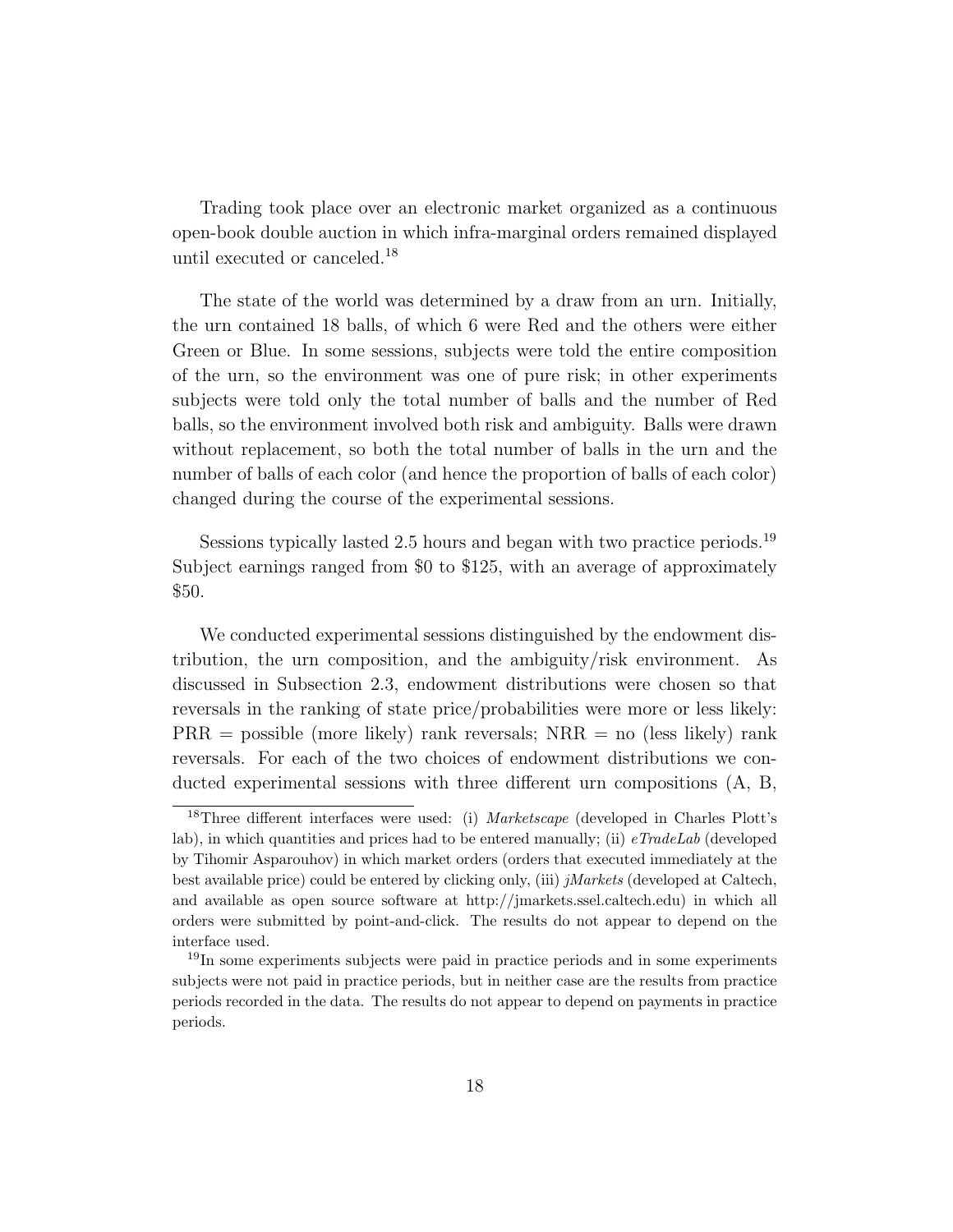Trading took place over an electronic market organized as a continuous open-book double auction in which infra-marginal orders remained displayed until executed or canceled.[18]

The state of the world was determined by a draw from an urn. Initially, the urn contained 18 balls, of which 6 were Red and the others were either Green or Blue. In some sessions, subjects were told the entire composition of the urn, so the environment was one of pure risk; in other experiments subjects were told only the total number of balls and the number of Red balls, so the environment involved both risk and ambiguity. Balls were drawn without replacement, so both the total number of balls in the urn and the number of balls of each color (and hence the proportion of balls of each color) changed during the course of the experimental sessions.

Sessions typically lasted 2.5 hours and began with two practice periods.[19] Subject earnings ranged from \$0 to \$125, with an average of approximately \$50.

We conducted experimental sessions distinguished by the endowment distribution, the urn composition, and the ambiguity/risk environment. As discussed in Subsection 2.3, endowment distributions were chosen so that reversals in the ranking of state price/probabilities were more or less likely: PRR = possible (more likely) rank reversals; NRR = no (less likely) rank reversals. For each of the two choices of endowment distributions we conducted experimental sessions with three different urn compositions (A, B,

---

[18] Three different interfaces were used: (i) *Marketscape* (developed in Charles Plott's lab), in which quantities and prices had to be entered manually; (ii) *eTradeLab* (developed by Tihomir Asparouhov) in which market orders (orders that executed immediately at the best available price) could be entered by clicking only, (iii) *jMarkets* (developed at Caltech, and available as open source software at http://jmarkets.ssel.caltech.edu) in which all orders were submitted by point-and-click. The results do not appear to depend on the interface used.

[19] In some experiments subjects were paid in practice periods and in some experiments subjects were not paid in practice periods, but in neither case are the results from practice periods recorded in the data. The results do not appear to depend on payments in practice periods.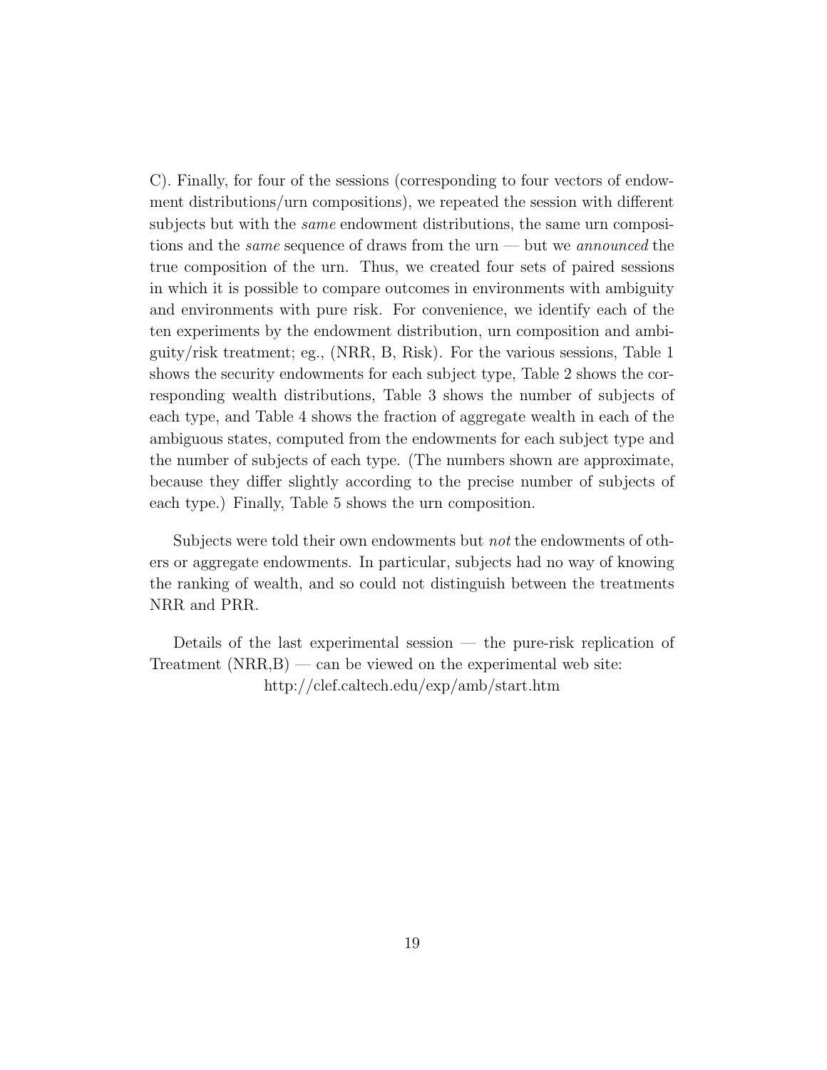C). Finally, for four of the sessions (corresponding to four vectors of endowment distributions/urn compositions), we repeated the session with different subjects but with the *same* endowment distributions, the same urn compositions and the *same* sequence of draws from the urn — but we *announced* the true composition of the urn. Thus, we created four sets of paired sessions in which it is possible to compare outcomes in environments with ambiguity and environments with pure risk. For convenience, we identify each of the ten experiments by the endowment distribution, urn composition and ambiguity/risk treatment; eg., (NRR, B, Risk). For the various sessions, Table 1 shows the security endowments for each subject type, Table 2 shows the corresponding wealth distributions, Table 3 shows the number of subjects of each type, and Table 4 shows the fraction of aggregate wealth in each of the ambiguous states, computed from the endowments for each subject type and the number of subjects of each type. (The numbers shown are approximate, because they differ slightly according to the precise number of subjects of each type.) Finally, Table 5 shows the urn composition.

Subjects were told their own endowments but *not* the endowments of others or aggregate endowments. In particular, subjects had no way of knowing the ranking of wealth, and so could not distinguish between the treatments NRR and PRR.

Details of the last experimental session — the pure-risk replication of Treatment (NRR,B) — can be viewed on the experimental web site: http://clef.caltech.edu/exp/amb/start.htm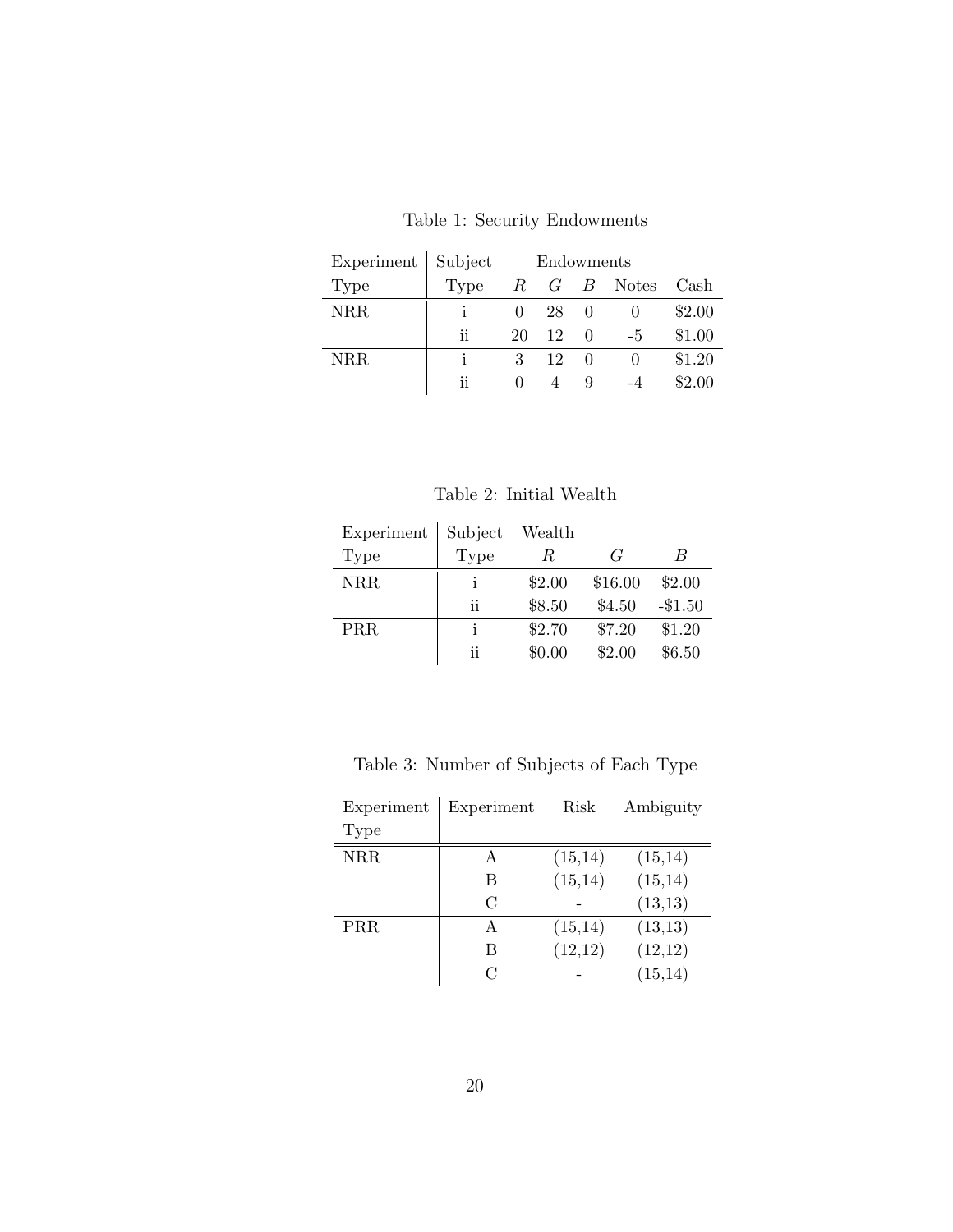Table 1: Security Endowments

| Experiment Type | Subject Type | Endowments $R$ | $G$ | $B$ | Notes | Cash |
|---|---|---|---|---|---|---|
| NRR | i | 0 | 28 | 0 | 0 | \$2.00 |
| | ii | 20 | 12 | 0 | -5 | \$1.00 |
| NRR | i | 3 | 12 | 0 | 0 | \$1.20 |
| | ii | 0 | 4 | 9 | -4 | \$2.00 |

Table 2: Initial Wealth

| Experiment Type | Subject Type | Wealth $R$ | $G$ | $B$ |
|---|---|---|---|---|
| NRR | i | \$2.00 | \$16.00 | \$2.00 |
| | ii | \$8.50 | \$4.50 | -\$1.50 |
| PRR | i | \$2.70 | \$7.20 | \$1.20 |
| | ii | \$0.00 | \$2.00 | \$6.50 |

Table 3: Number of Subjects of Each Type

| Experiment Type | Experiment | Risk | Ambiguity |
|---|---|---|---|
| NRR | A | (15,14) | (15,14) |
| | B | (15,14) | (15,14) |
| | C | - | (13,13) |
| PRR | A | (15,14) | (13,13) |
| | B | (12,12) | (12,12) |
| | C | - | (15,14) |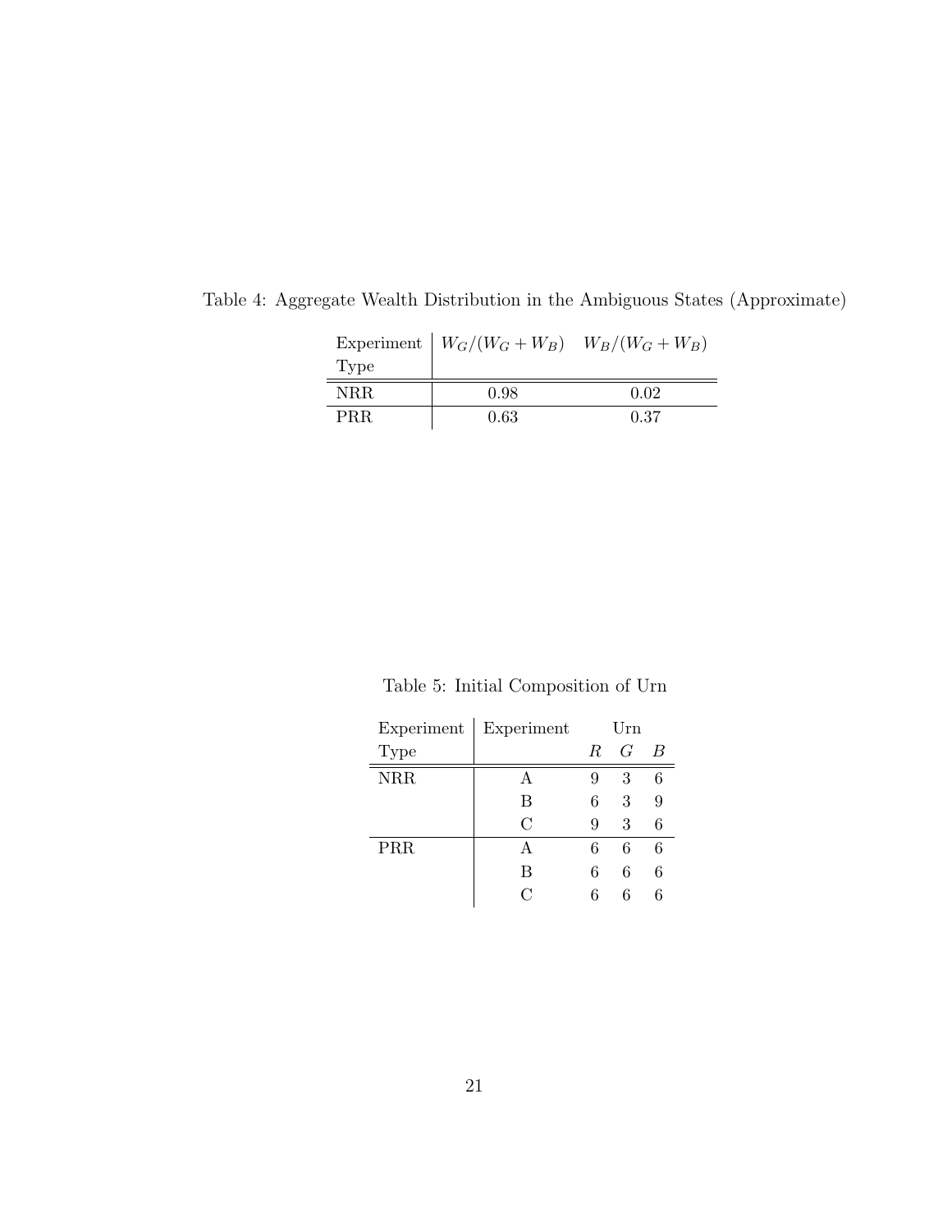Table 4: Aggregate Wealth Distribution in the Ambiguous States (Approximate)

| Experiment Type | $W_G/(W_G + W_B)$ | $W_B/(W_G + W_B)$ |
|---|---|---|
| NRR | 0.98 | 0.02 |
| PRR | 0.63 | 0.37 |

Table 5: Initial Composition of Urn

| Experiment | Experiment | Urn | | |
|---|---|---|---|---|
| Type | | $R$ | $G$ | $B$ |
| NRR | A | 9 | 3 | 6 |
| | B | 6 | 3 | 9 |
| | C | 9 | 3 | 6 |
| PRR | A | 6 | 6 | 6 |
| | B | 6 | 6 | 6 |
| | C | 6 | 6 | 6 |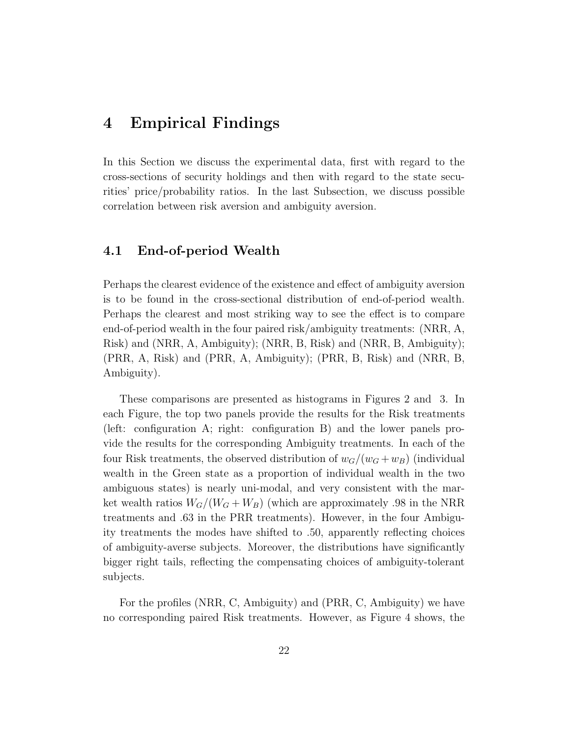# 4 Empirical Findings

In this Section we discuss the experimental data, first with regard to the cross-sections of security holdings and then with regard to the state securities' price/probability ratios. In the last Subsection, we discuss possible correlation between risk aversion and ambiguity aversion.

## 4.1 End-of-period Wealth

Perhaps the clearest evidence of the existence and effect of ambiguity aversion is to be found in the cross-sectional distribution of end-of-period wealth. Perhaps the clearest and most striking way to see the effect is to compare end-of-period wealth in the four paired risk/ambiguity treatments: (NRR, A, Risk) and (NRR, A, Ambiguity); (NRR, B, Risk) and (NRR, B, Ambiguity); (PRR, A, Risk) and (PRR, A, Ambiguity); (PRR, B, Risk) and (NRR, B, Ambiguity).

These comparisons are presented as histograms in Figures 2 and 3. In each Figure, the top two panels provide the results for the Risk treatments (left: configuration A; right: configuration B) and the lower panels provide the results for the corresponding Ambiguity treatments. In each of the four Risk treatments, the observed distribution of $w_G/(w_G + w_B)$ (individual wealth in the Green state as a proportion of individual wealth in the two ambiguous states) is nearly uni-modal, and very consistent with the market wealth ratios $W_G/(W_G + W_B)$ (which are approximately .98 in the NRR treatments and .63 in the PRR treatments). However, in the four Ambiguity treatments the modes have shifted to .50, apparently reflecting choices of ambiguity-averse subjects. Moreover, the distributions have significantly bigger right tails, reflecting the compensating choices of ambiguity-tolerant subjects.

For the profiles (NRR, C, Ambiguity) and (PRR, C, Ambiguity) we have no corresponding paired Risk treatments. However, as Figure 4 shows, the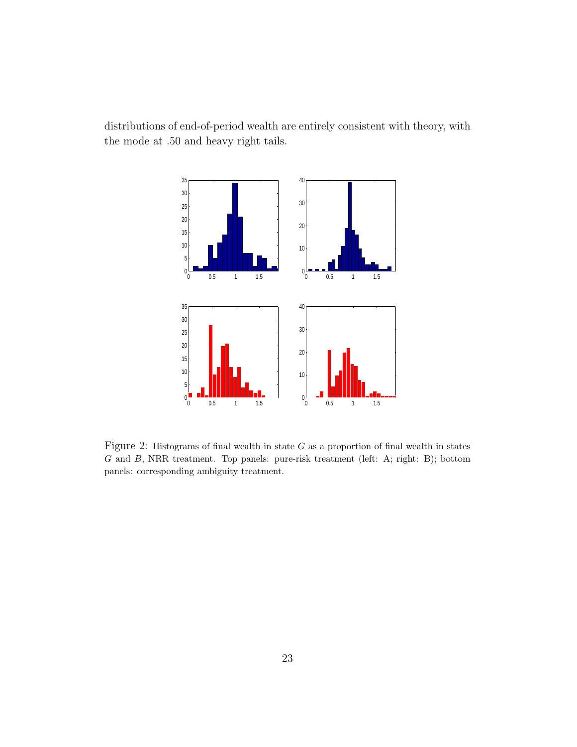distributions of end-of-period wealth are entirely consistent with theory, with the mode at .50 and heavy right tails.

Figure 2: Histograms of final wealth in state $G$ as a proportion of final wealth in states $G$ and $B$, NRR treatment. Top panels: pure-risk treatment (left: A; right: B); bottom panels: corresponding ambiguity treatment.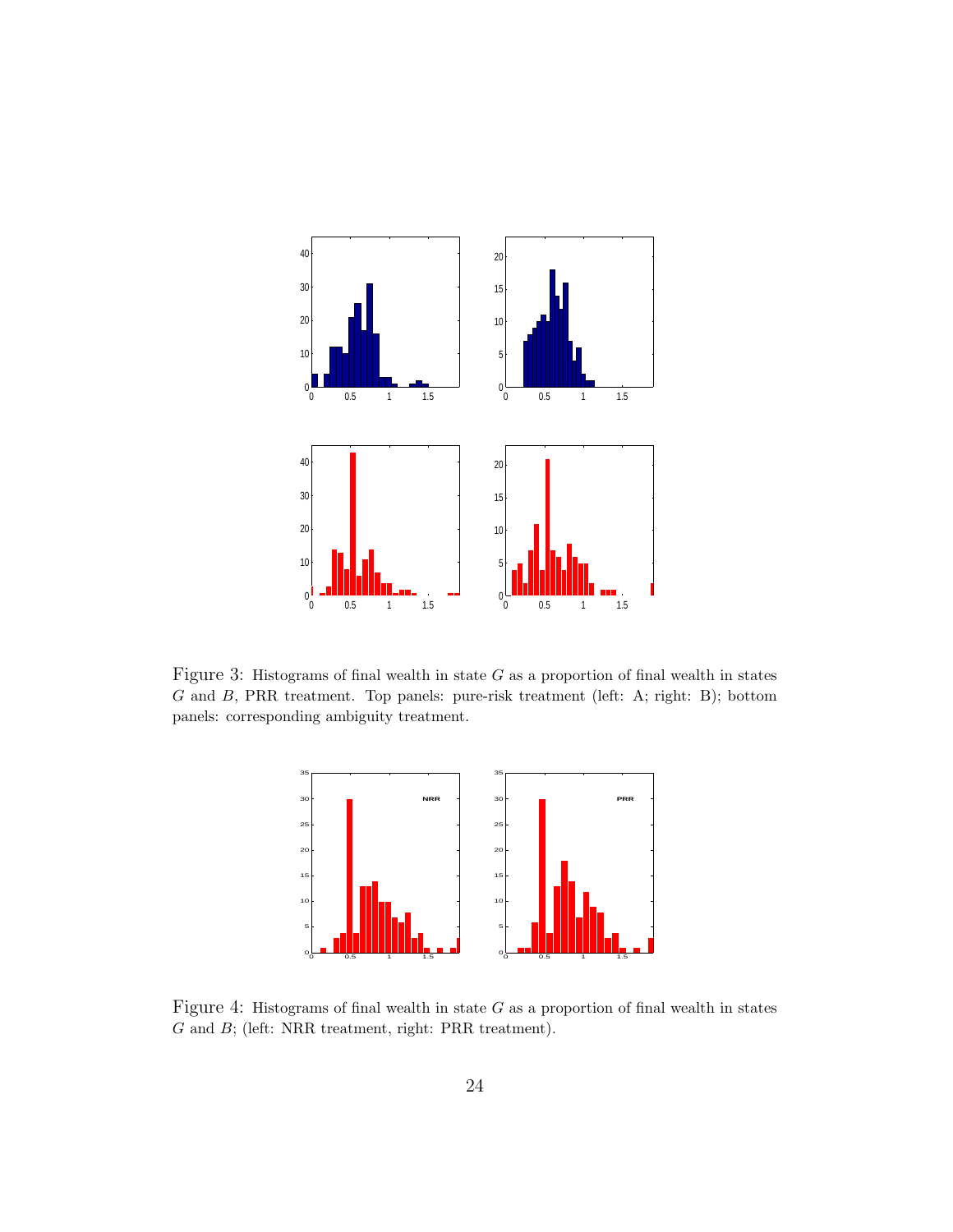Figure 3: Histograms of final wealth in state $G$ as a proportion of final wealth in states $G$ and $B$, PRR treatment. Top panels: pure-risk treatment (left: A; right: B); bottom panels: corresponding ambiguity treatment.

Figure 4: Histograms of final wealth in state $G$ as a proportion of final wealth in states $G$ and $B$; (left: NRR treatment, right: PRR treatment).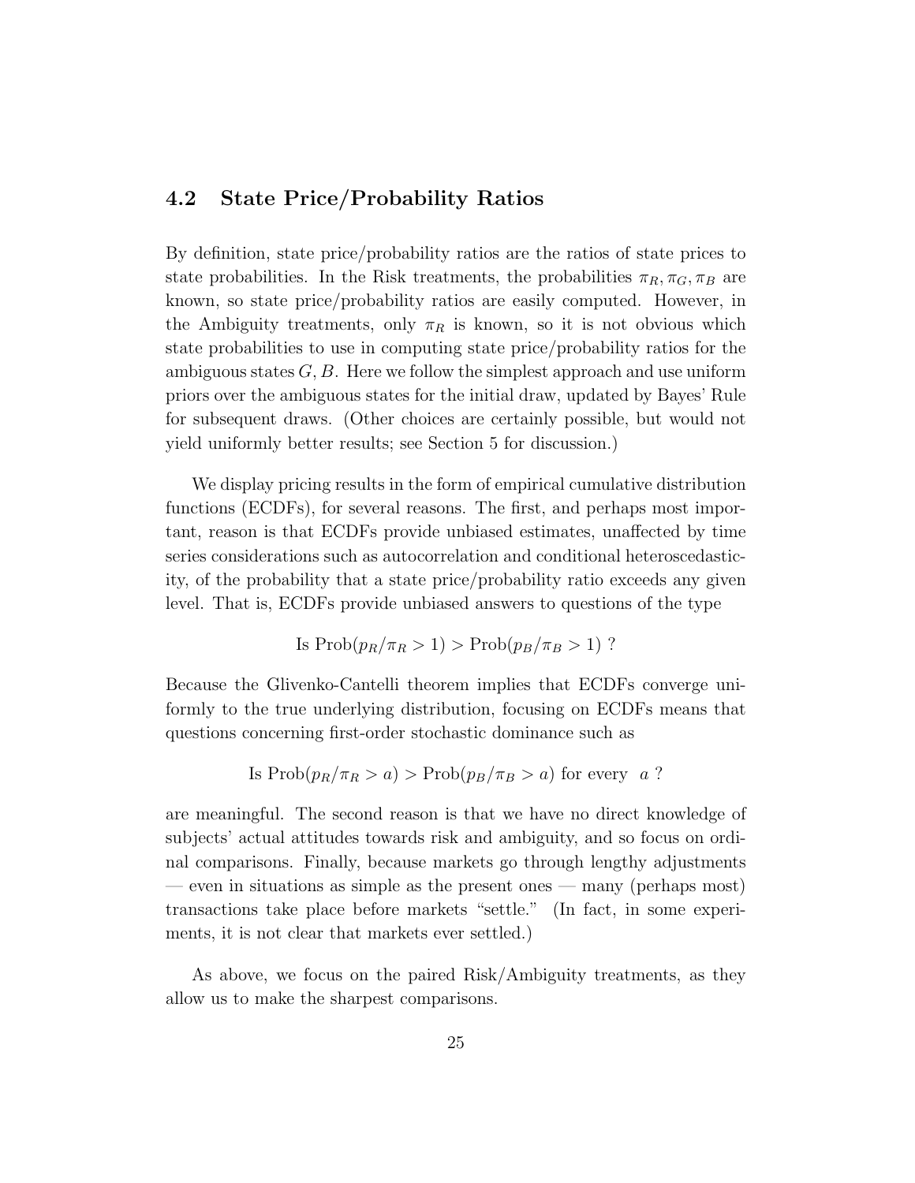## 4.2 State Price/Probability Ratios

By definition, state price/probability ratios are the ratios of state prices to state probabilities. In the Risk treatments, the probabilities $\pi_R, \pi_G, \pi_B$ are known, so state price/probability ratios are easily computed. However, in the Ambiguity treatments, only $\pi_R$ is known, so it is not obvious which state probabilities to use in computing state price/probability ratios for the ambiguous states $G, B$. Here we follow the simplest approach and use uniform priors over the ambiguous states for the initial draw, updated by Bayes' Rule for subsequent draws. (Other choices are certainly possible, but would not yield uniformly better results; see Section 5 for discussion.)

We display pricing results in the form of empirical cumulative distribution functions (ECDFs), for several reasons. The first, and perhaps most important, reason is that ECDFs provide unbiased estimates, unaffected by time series considerations such as autocorrelation and conditional heteroscedasticity, of the probability that a state price/probability ratio exceeds any given level. That is, ECDFs provide unbiased answers to questions of the type

$$\text{Is } \text{Prob}(p_R/\pi_R > 1) > \text{Prob}(p_B/\pi_B > 1) \text{ ?}$$

Because the Glivenko-Cantelli theorem implies that ECDFs converge uniformly to the true underlying distribution, focusing on ECDFs means that questions concerning first-order stochastic dominance such as

$$\text{Is } \text{Prob}(p_R/\pi_R > a) > \text{Prob}(p_B/\pi_B > a) \text{ for every } \; a \text{ ?}$$

are meaningful. The second reason is that we have no direct knowledge of subjects' actual attitudes towards risk and ambiguity, and so focus on ordinal comparisons. Finally, because markets go through lengthy adjustments — even in situations as simple as the present ones — many (perhaps most) transactions take place before markets "settle." (In fact, in some experiments, it is not clear that markets ever settled.)

As above, we focus on the paired Risk/Ambiguity treatments, as they allow us to make the sharpest comparisons.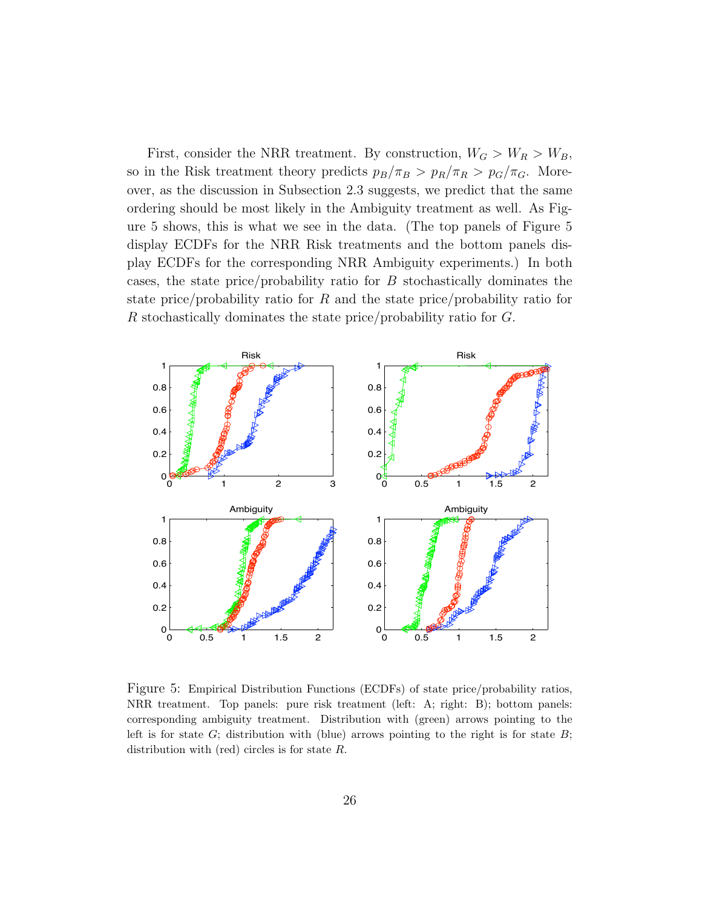First, consider the NRR treatment. By construction, $W_G > W_R > W_B$, so in the Risk treatment theory predicts $p_B/\pi_B > p_R/\pi_R > p_G/\pi_G$. Moreover, as the discussion in Subsection 2.3 suggests, we predict that the same ordering should be most likely in the Ambiguity treatment as well. As Figure 5 shows, this is what we see in the data. (The top panels of Figure 5 display ECDFs for the NRR Risk treatments and the bottom panels display ECDFs for the corresponding NRR Ambiguity experiments.) In both cases, the state price/probability ratio for $B$ stochastically dominates the state price/probability ratio for $R$ and the state price/probability ratio for $R$ stochastically dominates the state price/probability ratio for $G$.

Figure 5: Empirical Distribution Functions (ECDFs) of state price/probability ratios, NRR treatment. Top panels: pure risk treatment (left: A; right: B); bottom panels: corresponding ambiguity treatment. Distribution with (green) arrows pointing to the left is for state $G$; distribution with (blue) arrows pointing to the right is for state $B$; distribution with (red) circles is for state $R$.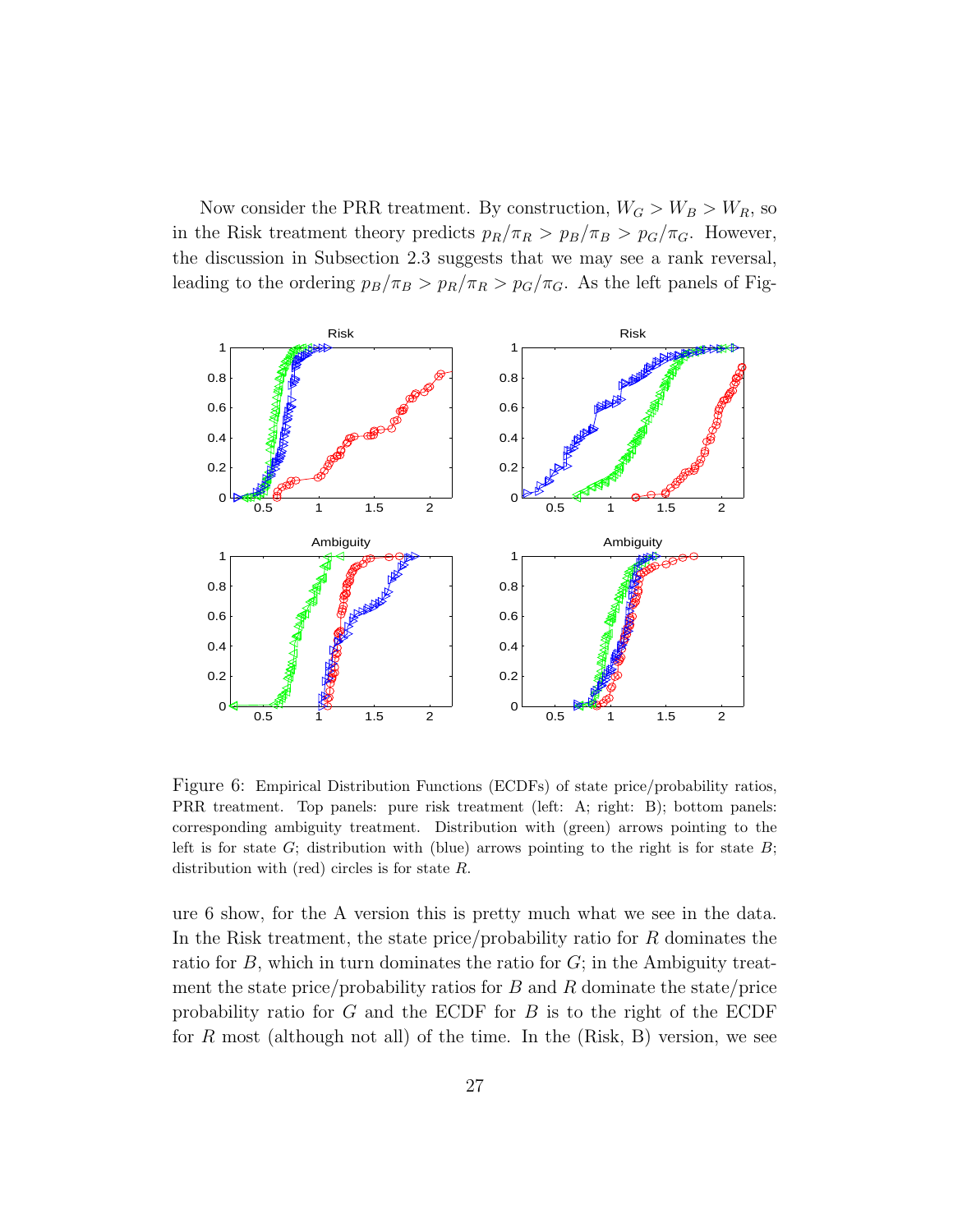Now consider the PRR treatment. By construction, $W_G > W_B > W_R$, so in the Risk treatment theory predicts $p_R/\pi_R > p_B/\pi_B > p_G/\pi_G$. However, the discussion in Subsection 2.3 suggests that we may see a rank reversal, leading to the ordering $p_B/\pi_B > p_R/\pi_R > p_G/\pi_G$. As the left panels of Fig-

Figure 6: Empirical Distribution Functions (ECDFs) of state price/probability ratios, PRR treatment. Top panels: pure risk treatment (left: A; right: B); bottom panels: corresponding ambiguity treatment. Distribution with (green) arrows pointing to the left is for state $G$; distribution with (blue) arrows pointing to the right is for state $B$; distribution with (red) circles is for state $R$.

ure 6 show, for the A version this is pretty much what we see in the data. In the Risk treatment, the state price/probability ratio for $R$ dominates the ratio for $B$, which in turn dominates the ratio for $G$; in the Ambiguity treatment the state price/probability ratios for $B$ and $R$ dominate the state/price probability ratio for $G$ and the ECDF for $B$ is to the right of the ECDF for $R$ most (although not all) of the time. In the (Risk, B) version, we see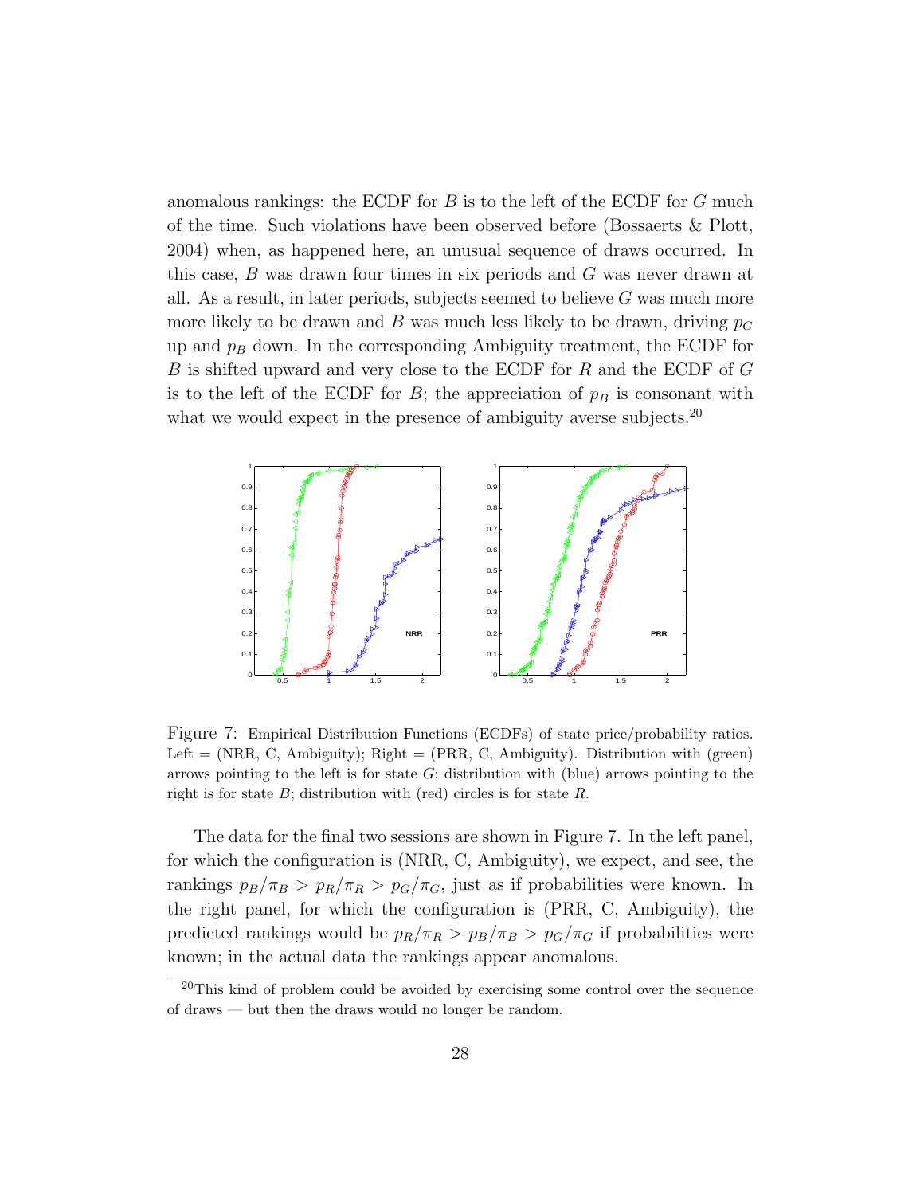anomalous rankings: the ECDF for $B$ is to the left of the ECDF for $G$ much of the time. Such violations have been observed before (Bossaerts & Plott, 2004) when, as happened here, an unusual sequence of draws occurred. In this case, $B$ was drawn four times in six periods and $G$ was never drawn at all. As a result, in later periods, subjects seemed to believe $G$ was much more more likely to be drawn and $B$ was much less likely to be drawn, driving $p_G$ up and $p_B$ down. In the corresponding Ambiguity treatment, the ECDF for $B$ is shifted upward and very close to the ECDF for $R$ and the ECDF of $G$ is to the left of the ECDF for $B$; the appreciation of $p_B$ is consonant with what we would expect in the presence of ambiguity averse subjects.[20]

Figure 7: Empirical Distribution Functions (ECDFs) of state price/probability ratios. Left = (NRR, C, Ambiguity); Right = (PRR, C, Ambiguity). Distribution with (green) arrows pointing to the left is for state $G$; distribution with (blue) arrows pointing to the right is for state $B$; distribution with (red) circles is for state $R$.

The data for the final two sessions are shown in Figure 7. In the left panel, for which the configuration is (NRR, C, Ambiguity), we expect, and see, the rankings $p_B/\pi_B > p_R/\pi_R > p_G/\pi_G$, just as if probabilities were known. In the right panel, for which the configuration is (PRR, C, Ambiguity), the predicted rankings would be $p_R/\pi_R > p_B/\pi_B > p_G/\pi_G$ if probabilities were known; in the actual data the rankings appear anomalous.

[20] This kind of problem could be avoided by exercising some control over the sequence of draws — but then the draws would no longer be random.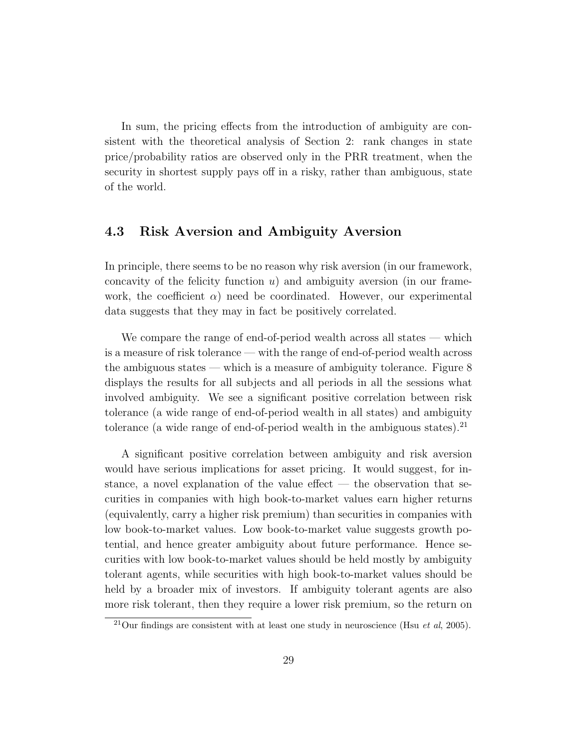In sum, the pricing effects from the introduction of ambiguity are consistent with the theoretical analysis of Section 2: rank changes in state price/probability ratios are observed only in the PRR treatment, when the security in shortest supply pays off in a risky, rather than ambiguous, state of the world.

## 4.3 Risk Aversion and Ambiguity Aversion

In principle, there seems to be no reason why risk aversion (in our framework, concavity of the felicity function $u$) and ambiguity aversion (in our framework, the coefficient $\alpha$) need be coordinated. However, our experimental data suggests that they may in fact be positively correlated.

We compare the range of end-of-period wealth across all states — which is a measure of risk tolerance — with the range of end-of-period wealth across the ambiguous states — which is a measure of ambiguity tolerance. Figure 8 displays the results for all subjects and all periods in all the sessions what involved ambiguity. We see a significant positive correlation between risk tolerance (a wide range of end-of-period wealth in all states) and ambiguity tolerance (a wide range of end-of-period wealth in the ambiguous states).[21]

A significant positive correlation between ambiguity and risk aversion would have serious implications for asset pricing. It would suggest, for instance, a novel explanation of the value effect — the observation that securities in companies with high book-to-market values earn higher returns (equivalently, carry a higher risk premium) than securities in companies with low book-to-market values. Low book-to-market value suggests growth potential, and hence greater ambiguity about future performance. Hence securities with low book-to-market values should be held mostly by ambiguity tolerant agents, while securities with high book-to-market values should be held by a broader mix of investors. If ambiguity tolerant agents are also more risk tolerant, then they require a lower risk premium, so the return on

[21] Our findings are consistent with at least one study in neuroscience (Hsu *et al*, 2005).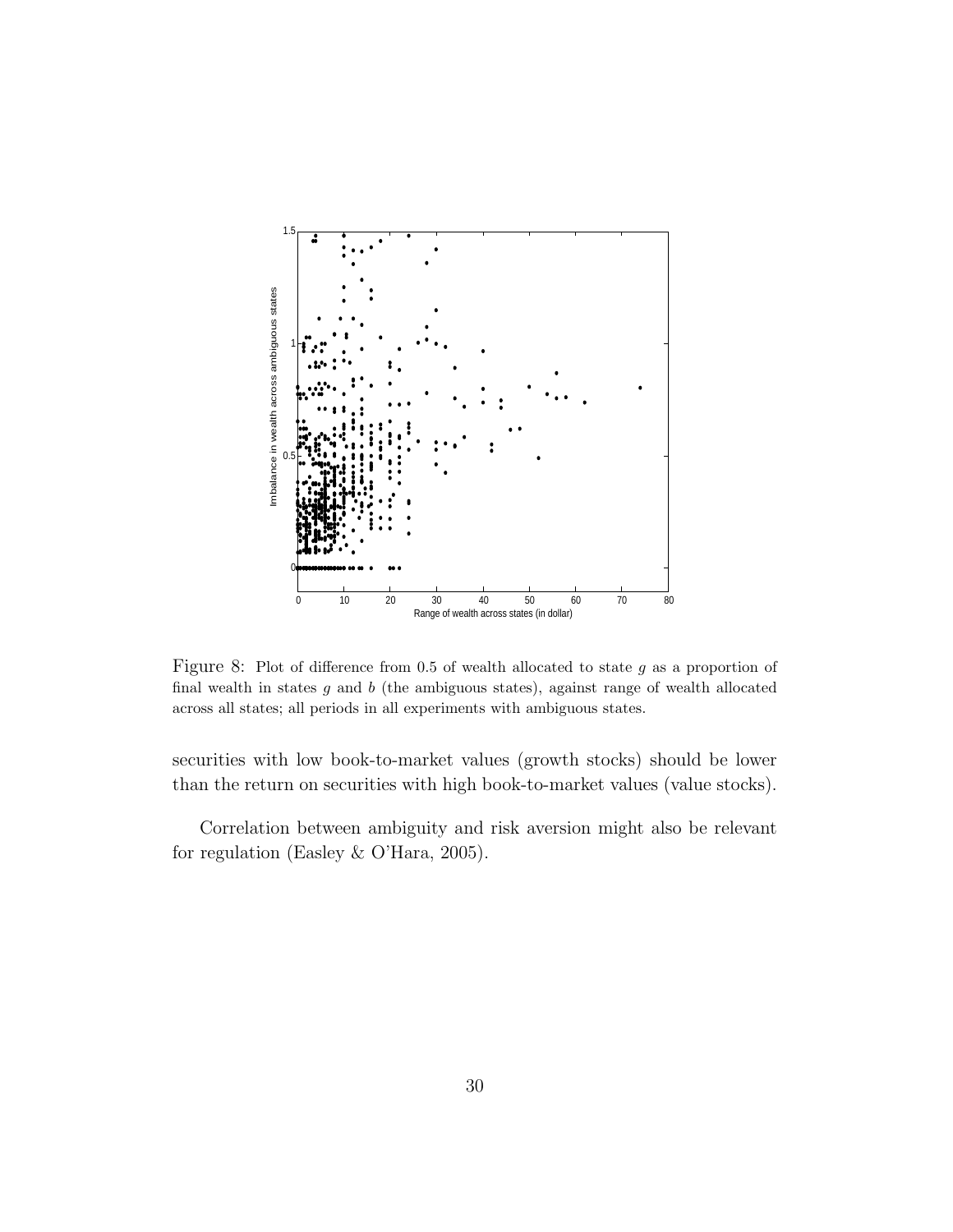Figure 8: Plot of difference from 0.5 of wealth allocated to state $g$ as a proportion of final wealth in states $g$ and $b$ (the ambiguous states), against range of wealth allocated across all states; all periods in all experiments with ambiguous states.

securities with low book-to-market values (growth stocks) should be lower than the return on securities with high book-to-market values (value stocks).

Correlation between ambiguity and risk aversion might also be relevant for regulation (Easley & O'Hara, 2005).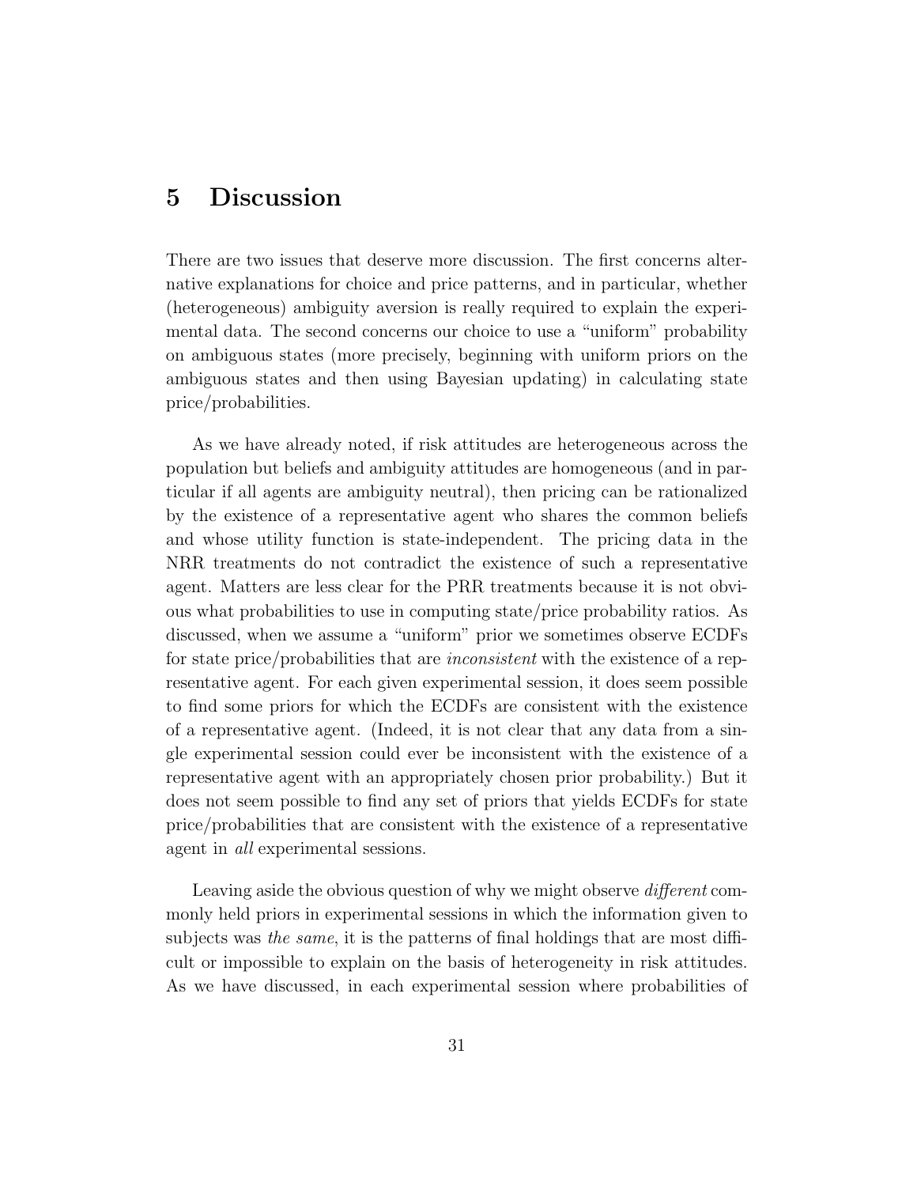# 5 Discussion

There are two issues that deserve more discussion. The first concerns alternative explanations for choice and price patterns, and in particular, whether (heterogeneous) ambiguity aversion is really required to explain the experimental data. The second concerns our choice to use a "uniform" probability on ambiguous states (more precisely, beginning with uniform priors on the ambiguous states and then using Bayesian updating) in calculating state price/probabilities.

As we have already noted, if risk attitudes are heterogeneous across the population but beliefs and ambiguity attitudes are homogeneous (and in particular if all agents are ambiguity neutral), then pricing can be rationalized by the existence of a representative agent who shares the common beliefs and whose utility function is state-independent. The pricing data in the NRR treatments do not contradict the existence of such a representative agent. Matters are less clear for the PRR treatments because it is not obvious what probabilities to use in computing state/price probability ratios. As discussed, when we assume a "uniform" prior we sometimes observe ECDFs for state price/probabilities that are *inconsistent* with the existence of a representative agent. For each given experimental session, it does seem possible to find some priors for which the ECDFs are consistent with the existence of a representative agent. (Indeed, it is not clear that any data from a single experimental session could ever be inconsistent with the existence of a representative agent with an appropriately chosen prior probability.) But it does not seem possible to find any set of priors that yields ECDFs for state price/probabilities that are consistent with the existence of a representative agent in *all* experimental sessions.

Leaving aside the obvious question of why we might observe *different* commonly held priors in experimental sessions in which the information given to subjects was *the same*, it is the patterns of final holdings that are most difficult or impossible to explain on the basis of heterogeneity in risk attitudes. As we have discussed, in each experimental session where probabilities of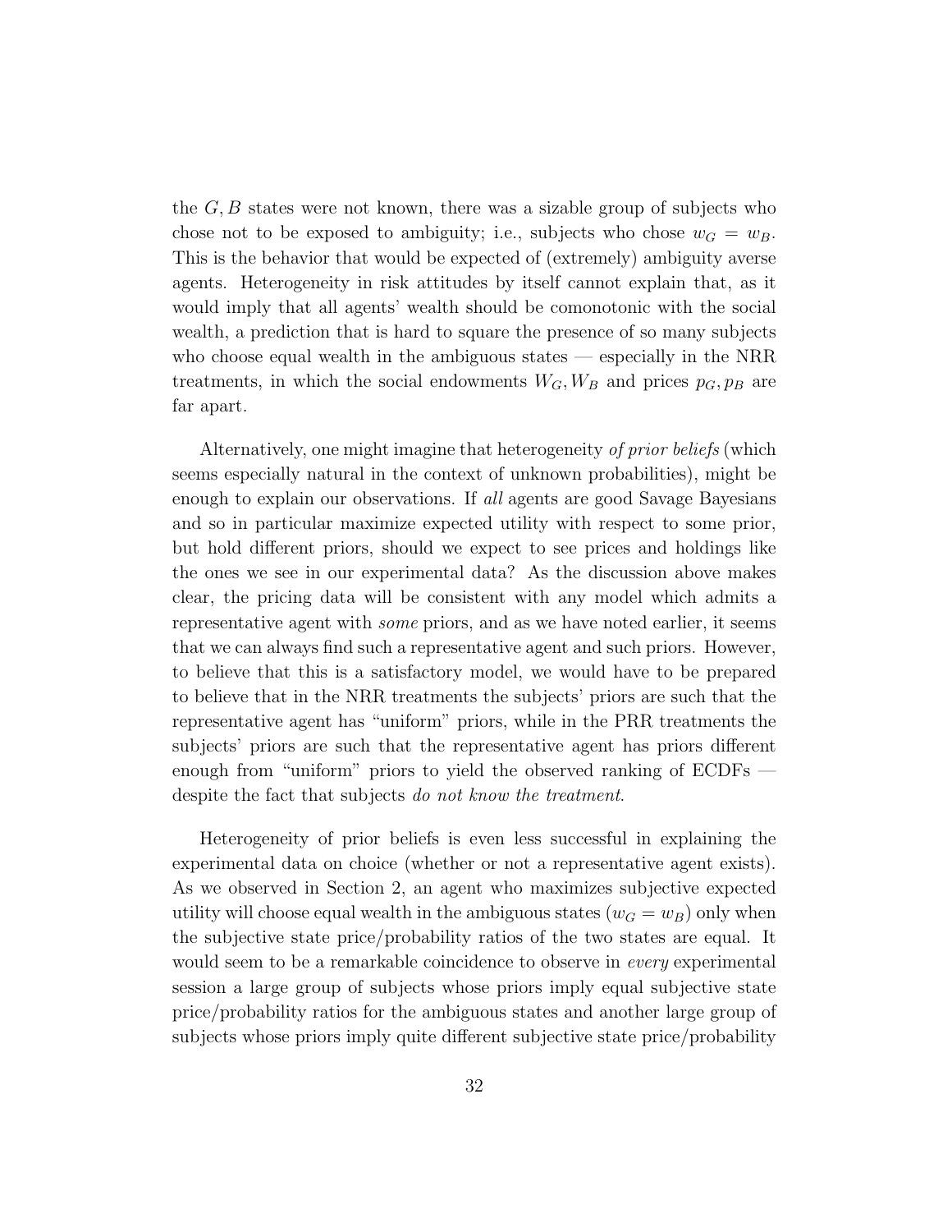the $G, B$ states were not known, there was a sizable group of subjects who chose not to be exposed to ambiguity; i.e., subjects who chose $w_G = w_B$. This is the behavior that would be expected of (extremely) ambiguity averse agents. Heterogeneity in risk attitudes by itself cannot explain that, as it would imply that all agents' wealth should be comonotonic with the social wealth, a prediction that is hard to square the presence of so many subjects who choose equal wealth in the ambiguous states — especially in the NRR treatments, in which the social endowments $W_G, W_B$ and prices $p_G, p_B$ are far apart.

Alternatively, one might imagine that heterogeneity *of prior beliefs* (which seems especially natural in the context of unknown probabilities), might be enough to explain our observations. If *all* agents are good Savage Bayesians and so in particular maximize expected utility with respect to some prior, but hold different priors, should we expect to see prices and holdings like the ones we see in our experimental data? As the discussion above makes clear, the pricing data will be consistent with any model which admits a representative agent with *some* priors, and as we have noted earlier, it seems that we can always find such a representative agent and such priors. However, to believe that this is a satisfactory model, we would have to be prepared to believe that in the NRR treatments the subjects' priors are such that the representative agent has "uniform" priors, while in the PRR treatments the subjects' priors are such that the representative agent has priors different enough from "uniform" priors to yield the observed ranking of ECDFs — despite the fact that subjects *do not know the treatment*.

Heterogeneity of prior beliefs is even less successful in explaining the experimental data on choice (whether or not a representative agent exists). As we observed in Section 2, an agent who maximizes subjective expected utility will choose equal wealth in the ambiguous states ($w_G = w_B$) only when the subjective state price/probability ratios of the two states are equal. It would seem to be a remarkable coincidence to observe in *every* experimental session a large group of subjects whose priors imply equal subjective state price/probability ratios for the ambiguous states and another large group of subjects whose priors imply quite different subjective state price/probability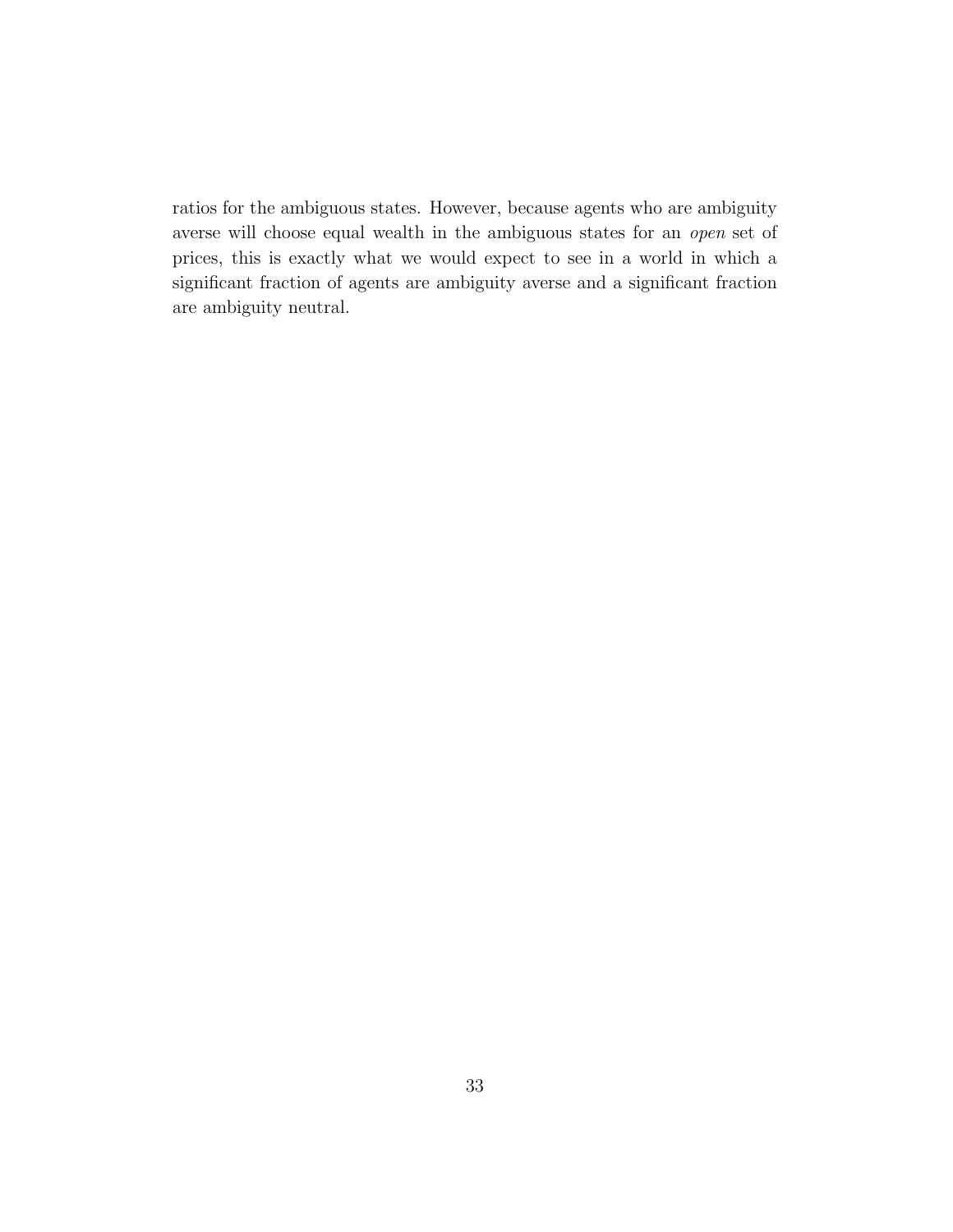ratios for the ambiguous states. However, because agents who are ambiguity averse will choose equal wealth in the ambiguous states for an *open* set of prices, this is exactly what we would expect to see in a world in which a significant fraction of agents are ambiguity averse and a significant fraction are ambiguity neutral.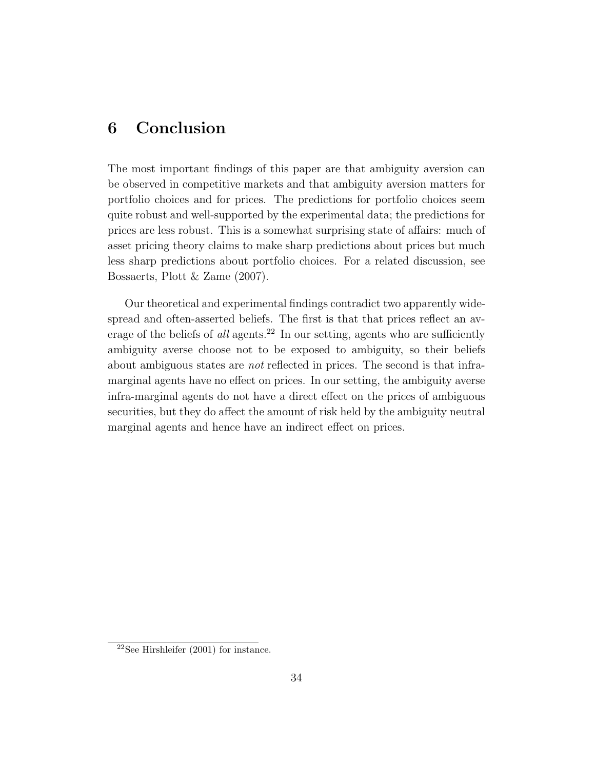## 6 Conclusion

The most important findings of this paper are that ambiguity aversion can be observed in competitive markets and that ambiguity aversion matters for portfolio choices and for prices. The predictions for portfolio choices seem quite robust and well-supported by the experimental data; the predictions for prices are less robust. This is a somewhat surprising state of affairs: much of asset pricing theory claims to make sharp predictions about prices but much less sharp predictions about portfolio choices. For a related discussion, see Bossaerts, Plott & Zame (2007).

Our theoretical and experimental findings contradict two apparently widespread and often-asserted beliefs. The first is that that prices reflect an average of the beliefs of *all* agents.[22] In our setting, agents who are sufficiently ambiguity averse choose not to be exposed to ambiguity, so their beliefs about ambiguous states are *not* reflected in prices. The second is that infra-marginal agents have no effect on prices. In our setting, the ambiguity averse infra-marginal agents do not have a direct effect on the prices of ambiguous securities, but they do affect the amount of risk held by the ambiguity neutral marginal agents and hence have an indirect effect on prices.

[22] See Hirshleifer (2001) for instance.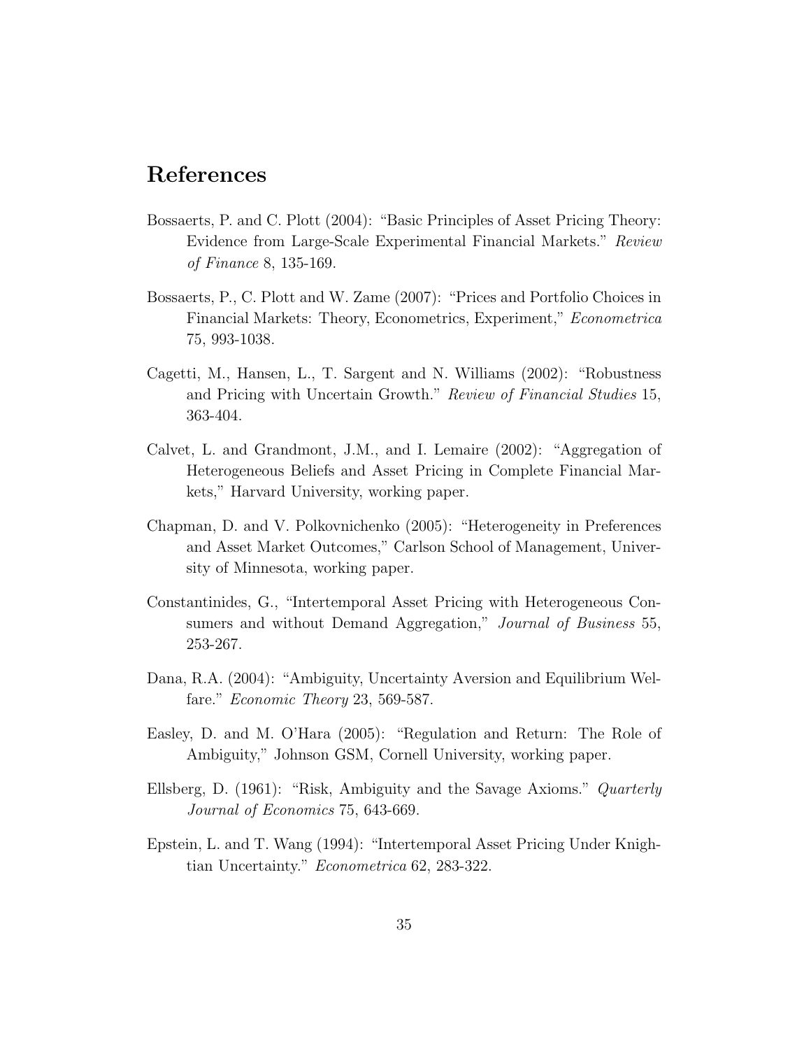# References

Bossaerts, P. and C. Plott (2004): "Basic Principles of Asset Pricing Theory: Evidence from Large-Scale Experimental Financial Markets." *Review of Finance* 8, 135-169.

Bossaerts, P., C. Plott and W. Zame (2007): "Prices and Portfolio Choices in Financial Markets: Theory, Econometrics, Experiment," *Econometrica* 75, 993-1038.

Cagetti, M., Hansen, L., T. Sargent and N. Williams (2002): "Robustness and Pricing with Uncertain Growth." *Review of Financial Studies* 15, 363-404.

Calvet, L. and Grandmont, J.M., and I. Lemaire (2002): "Aggregation of Heterogeneous Beliefs and Asset Pricing in Complete Financial Markets," Harvard University, working paper.

Chapman, D. and V. Polkovnichenko (2005): "Heterogeneity in Preferences and Asset Market Outcomes," Carlson School of Management, University of Minnesota, working paper.

Constantinides, G., "Intertemporal Asset Pricing with Heterogeneous Consumers and without Demand Aggregation," *Journal of Business* 55, 253-267.

Dana, R.A. (2004): "Ambiguity, Uncertainty Aversion and Equilibrium Welfare." *Economic Theory* 23, 569-587.

Easley, D. and M. O'Hara (2005): "Regulation and Return: The Role of Ambiguity," Johnson GSM, Cornell University, working paper.

Ellsberg, D. (1961): "Risk, Ambiguity and the Savage Axioms." *Quarterly Journal of Economics* 75, 643-669.

Epstein, L. and T. Wang (1994): "Intertemporal Asset Pricing Under Knightian Uncertainty." *Econometrica* 62, 283-322.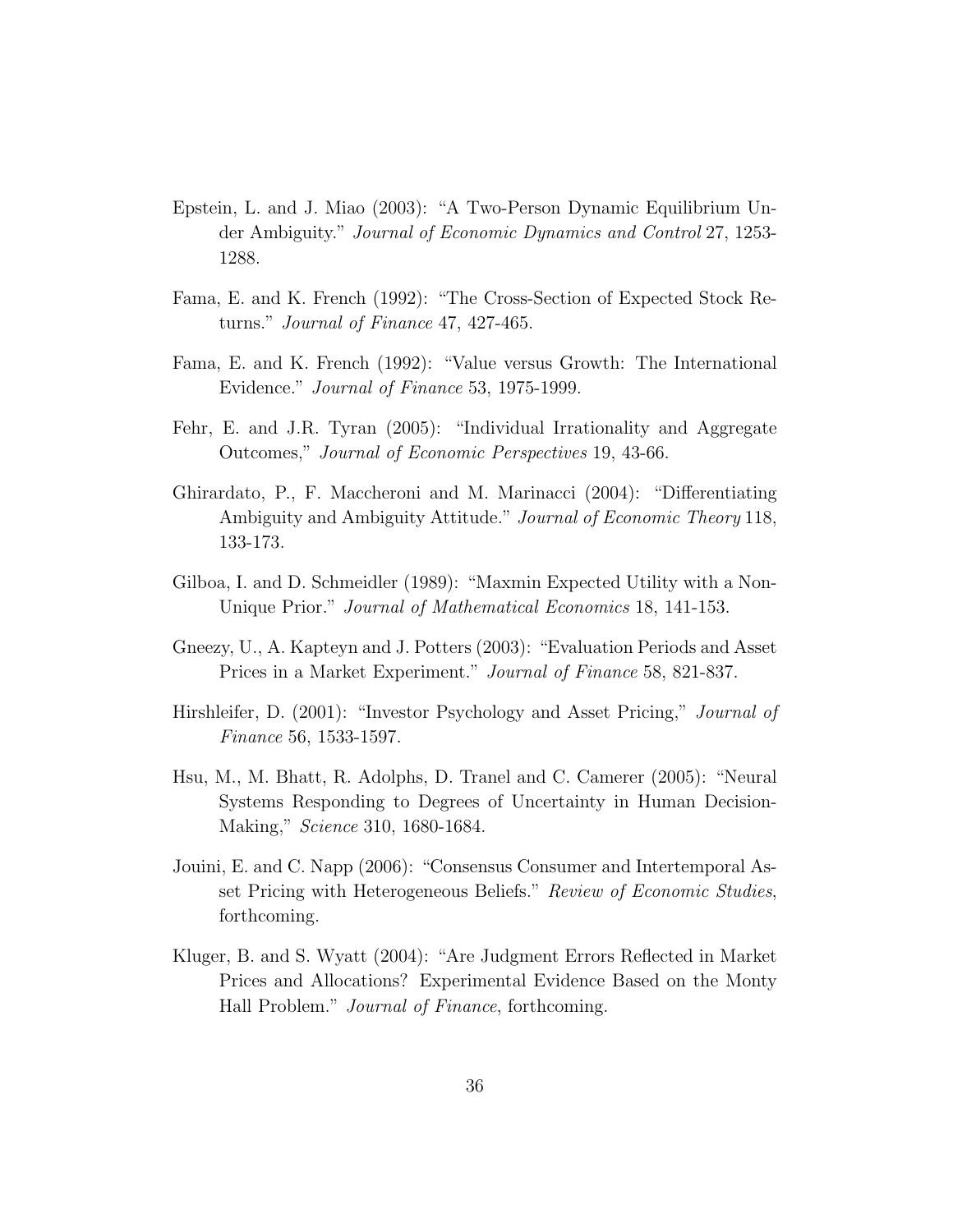Epstein, L. and J. Miao (2003): "A Two-Person Dynamic Equilibrium Under Ambiguity." *Journal of Economic Dynamics and Control* 27, 1253-1288.

Fama, E. and K. French (1992): "The Cross-Section of Expected Stock Returns." *Journal of Finance* 47, 427-465.

Fama, E. and K. French (1992): "Value versus Growth: The International Evidence." *Journal of Finance* 53, 1975-1999.

Fehr, E. and J.R. Tyran (2005): "Individual Irrationality and Aggregate Outcomes," *Journal of Economic Perspectives* 19, 43-66.

Ghirardato, P., F. Maccheroni and M. Marinacci (2004): "Differentiating Ambiguity and Ambiguity Attitude." *Journal of Economic Theory* 118, 133-173.

Gilboa, I. and D. Schmeidler (1989): "Maxmin Expected Utility with a Non-Unique Prior." *Journal of Mathematical Economics* 18, 141-153.

Gneezy, U., A. Kapteyn and J. Potters (2003): "Evaluation Periods and Asset Prices in a Market Experiment." *Journal of Finance* 58, 821-837.

Hirshleifer, D. (2001): "Investor Psychology and Asset Pricing," *Journal of Finance* 56, 1533-1597.

Hsu, M., M. Bhatt, R. Adolphs, D. Tranel and C. Camerer (2005): "Neural Systems Responding to Degrees of Uncertainty in Human Decision-Making," *Science* 310, 1680-1684.

Jouini, E. and C. Napp (2006): "Consensus Consumer and Intertemporal Asset Pricing with Heterogeneous Beliefs." *Review of Economic Studies*, forthcoming.

Kluger, B. and S. Wyatt (2004): "Are Judgment Errors Reflected in Market Prices and Allocations? Experimental Evidence Based on the Monty Hall Problem." *Journal of Finance*, forthcoming.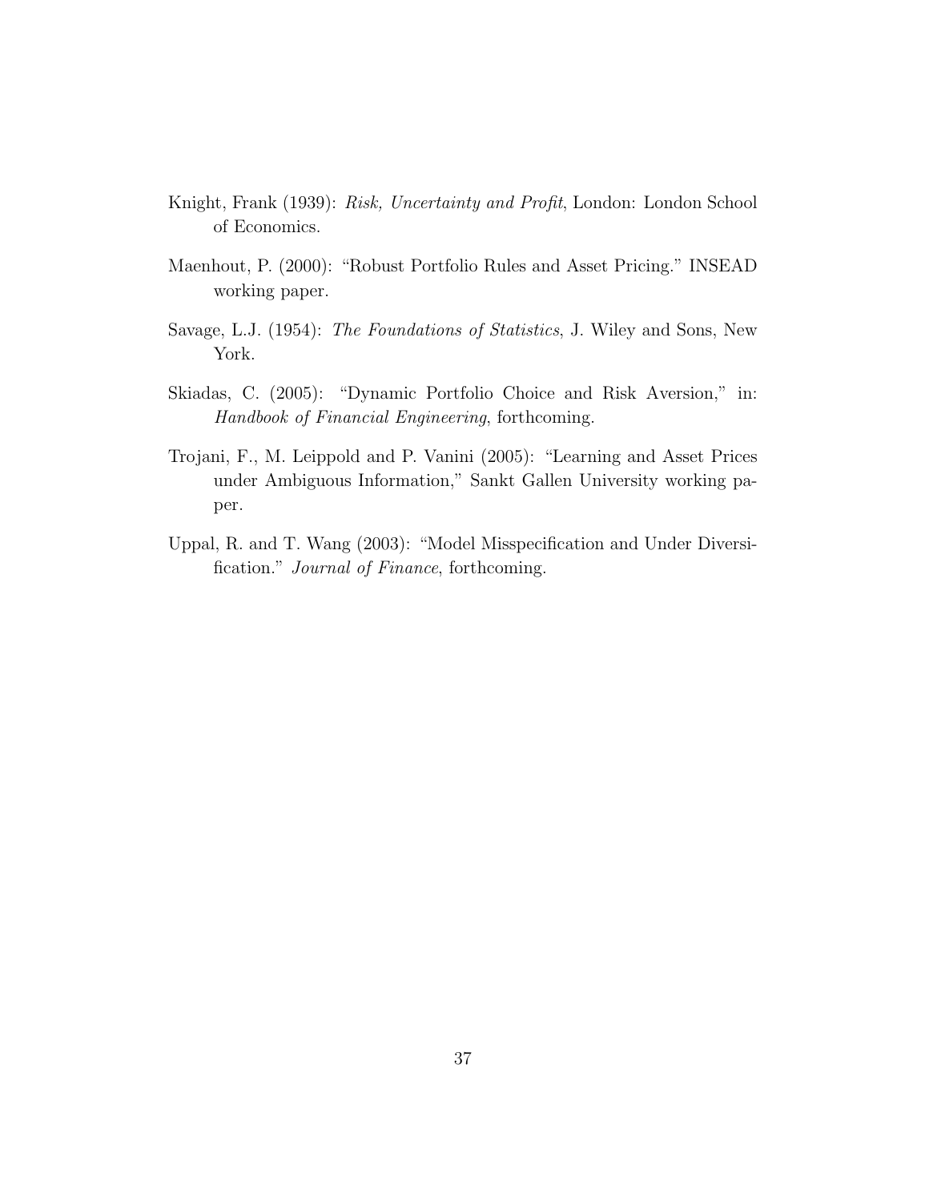Knight, Frank (1939): *Risk, Uncertainty and Profit*, London: London School of Economics.

Maenhout, P. (2000): "Robust Portfolio Rules and Asset Pricing." INSEAD working paper.

Savage, L.J. (1954): *The Foundations of Statistics*, J. Wiley and Sons, New York.

Skiadas, C. (2005): "Dynamic Portfolio Choice and Risk Aversion," in: *Handbook of Financial Engineering*, forthcoming.

Trojani, F., M. Leippold and P. Vanini (2005): "Learning and Asset Prices under Ambiguous Information," Sankt Gallen University working paper.

Uppal, R. and T. Wang (2003): "Model Misspecification and Under Diversification." *Journal of Finance*, forthcoming.